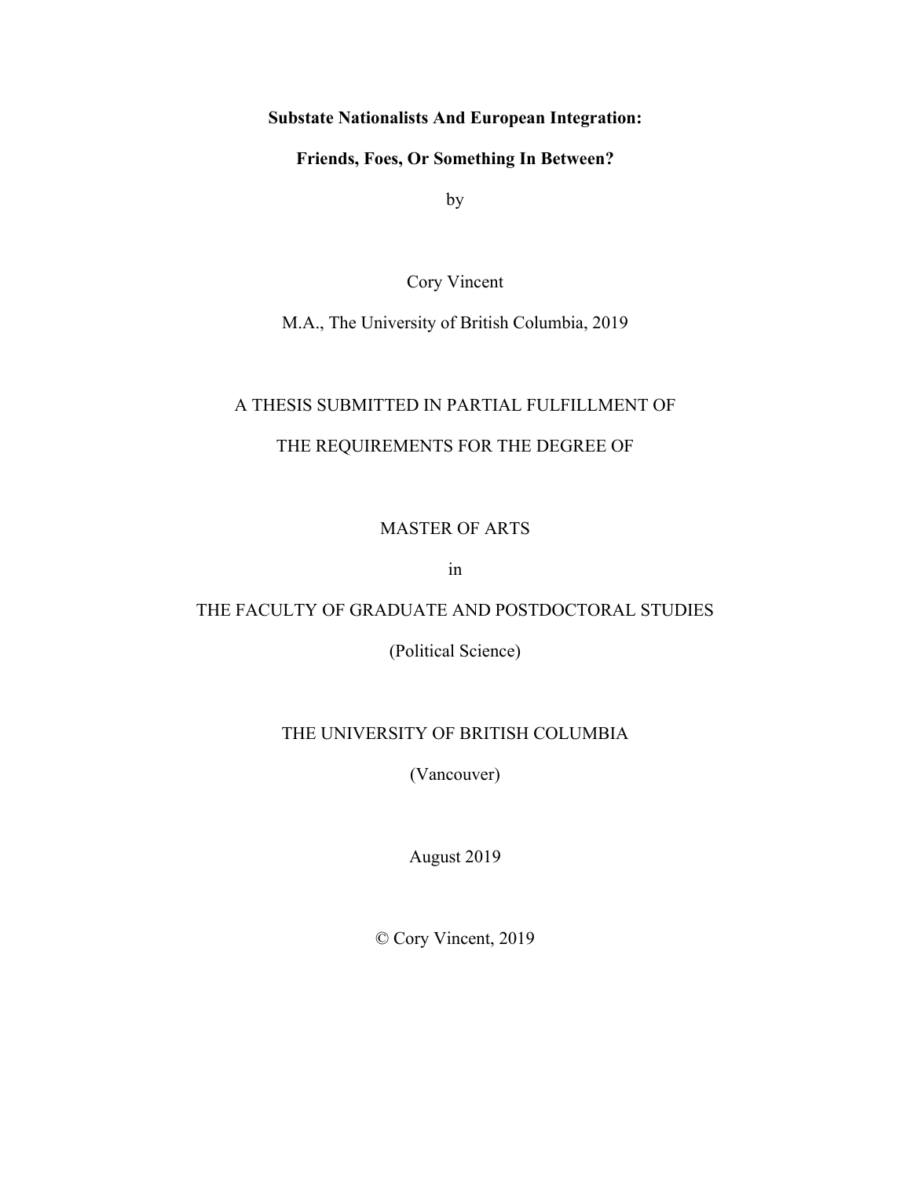**Substate Nationalists And European Integration:**

**Friends, Foes, Or Something In Between?**

by

Cory Vincent

M.A., The University of British Columbia, 2019

A THESIS SUBMITTED IN PARTIAL FULFILLMENT OF

THE REQUIREMENTS FOR THE DEGREE OF

MASTER OF ARTS

in

THE FACULTY OF GRADUATE AND POSTDOCTORAL STUDIES

(Political Science)

THE UNIVERSITY OF BRITISH COLUMBIA

(Vancouver)

August 2019

© Cory Vincent, 2019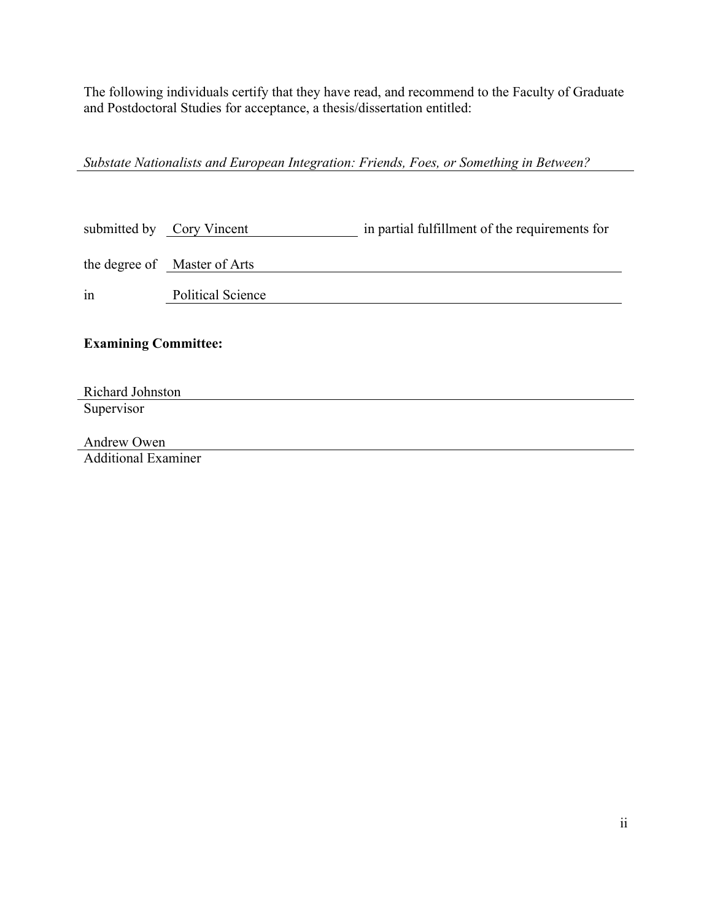The following individuals certify that they have read, and recommend to the Faculty of Graduate and Postdoctoral Studies for acceptance, a thesis/dissertation entitled:

*Substate Nationalists and European Integration: Friends, Foes, or Something in Between?*

submitted by Cory Vincent in partial fulfillment of the requirements for

the degree of Master of Arts

in Political Science

**Examining Committee:**

Richard Johnston
Supervisor

Andrew Owen
Additional Examiner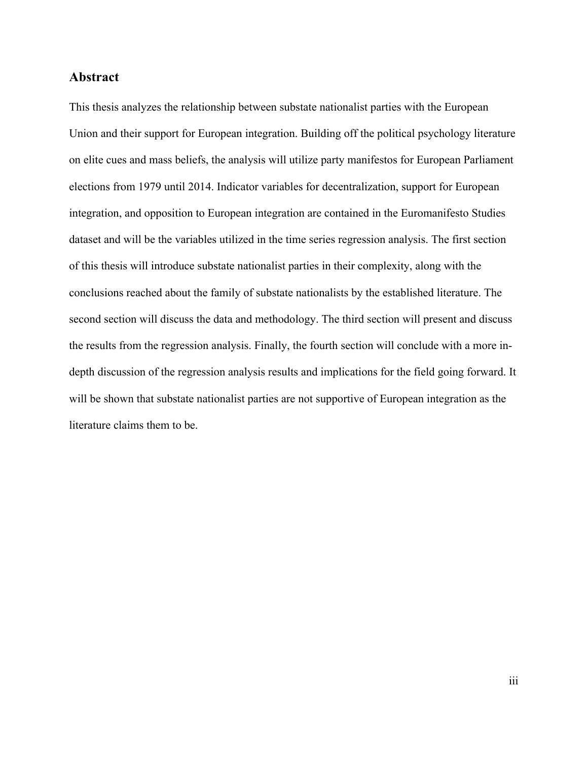## Abstract

This thesis analyzes the relationship between substate nationalist parties with the European Union and their support for European integration. Building off the political psychology literature on elite cues and mass beliefs, the analysis will utilize party manifestos for European Parliament elections from 1979 until 2014. Indicator variables for decentralization, support for European integration, and opposition to European integration are contained in the Euromanifesto Studies dataset and will be the variables utilized in the time series regression analysis. The first section of this thesis will introduce substate nationalist parties in their complexity, along with the conclusions reached about the family of substate nationalists by the established literature. The second section will discuss the data and methodology. The third section will present and discuss the results from the regression analysis. Finally, the fourth section will conclude with a more in-depth discussion of the regression analysis results and implications for the field going forward. It will be shown that substate nationalist parties are not supportive of European integration as the literature claims them to be.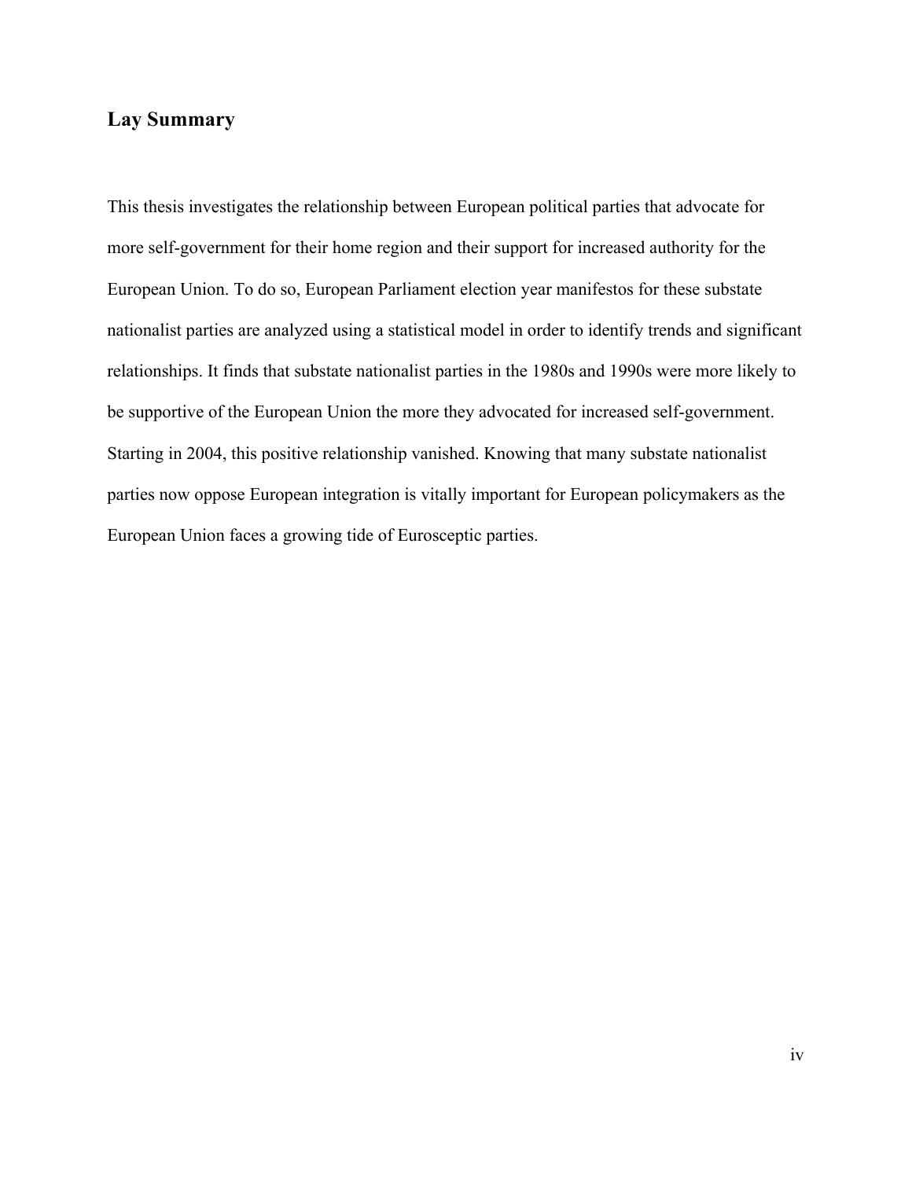## Lay Summary

This thesis investigates the relationship between European political parties that advocate for more self-government for their home region and their support for increased authority for the European Union. To do so, European Parliament election year manifestos for these substate nationalist parties are analyzed using a statistical model in order to identify trends and significant relationships. It finds that substate nationalist parties in the 1980s and 1990s were more likely to be supportive of the European Union the more they advocated for increased self-government. Starting in 2004, this positive relationship vanished. Knowing that many substate nationalist parties now oppose European integration is vitally important for European policymakers as the European Union faces a growing tide of Eurosceptic parties.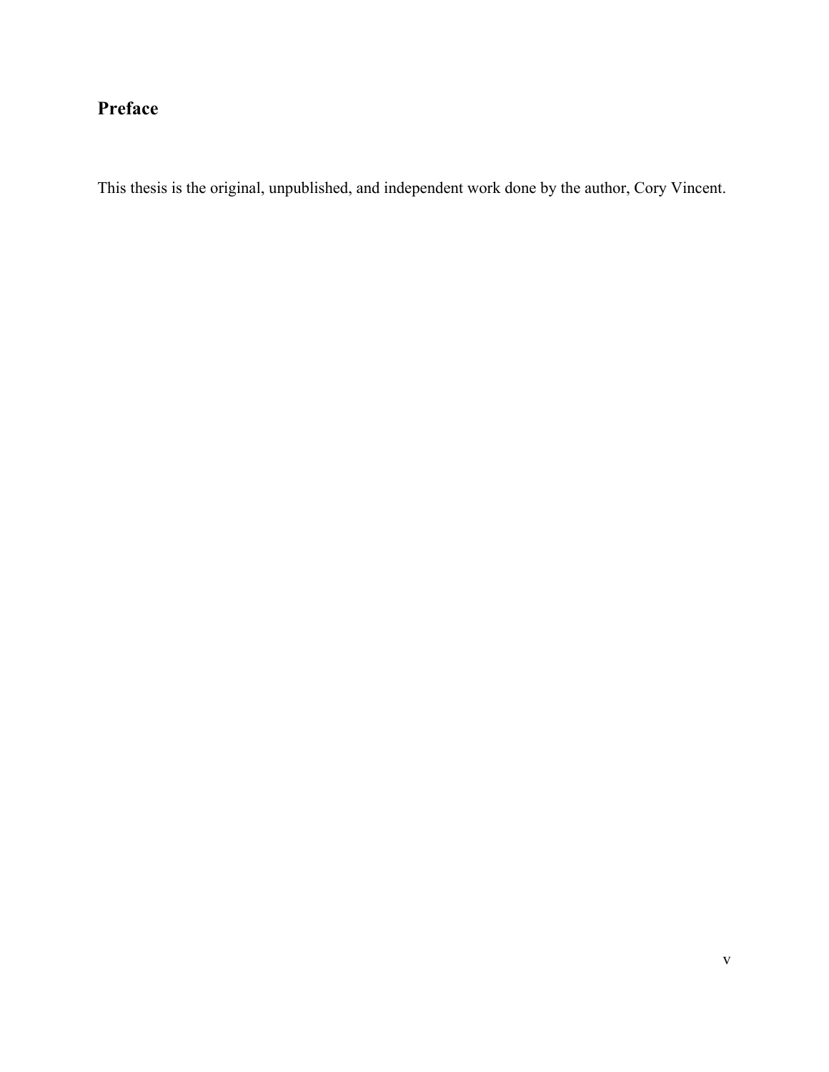## Preface

This thesis is the original, unpublished, and independent work done by the author, Cory Vincent.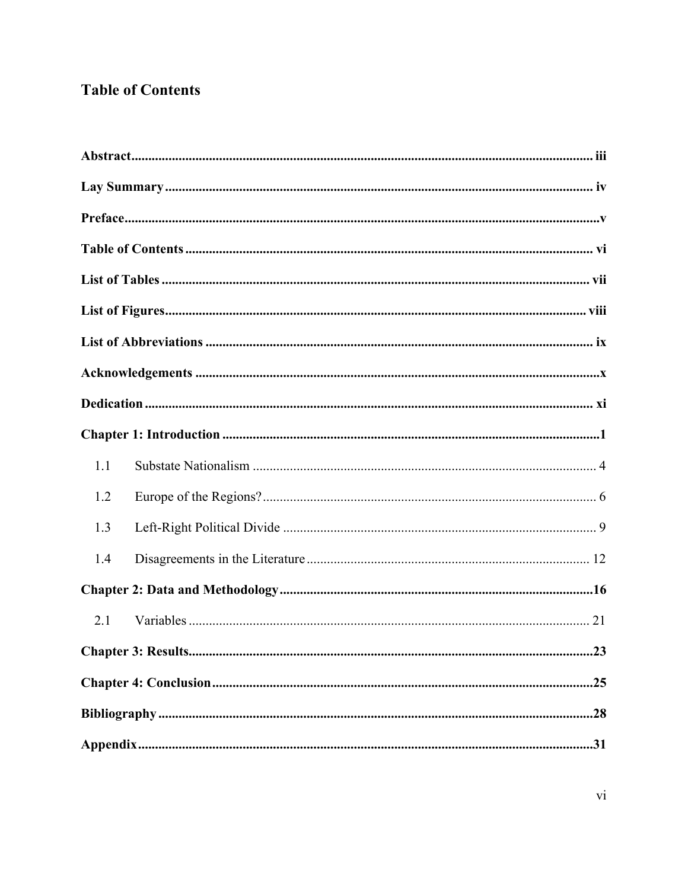# Table of Contents

**Abstract** ........................................................................................................................ **iii**

**Lay Summary** ............................................................................................................... **iv**

**Preface** ............................................................................................................................ **v**

**Table of Contents** ........................................................................................................ **vi**

**List of Tables** ............................................................................................................... **vii**

**List of Figures** ............................................................................................................. **viii**

**List of Abbreviations** ................................................................................................... **ix**

**Acknowledgements** ....................................................................................................... **x**

**Dedication** ..................................................................................................................... **xi**

**Chapter 1: Introduction** ................................................................................................ **1**

1.1 Substate Nationalism ..................................................................................................... 4

1.2 Europe of the Regions? .................................................................................................. 6

1.3 Left-Right Political Divide ............................................................................................. 9

1.4 Disagreements in the Literature ................................................................................... 12

**Chapter 2: Data and Methodology** ............................................................................. **16**

2.1 Variables ...................................................................................................................... 21

**Chapter 3: Results** ........................................................................................................ **23**

**Chapter 4: Conclusion** ................................................................................................. **25**

**Bibliography** ................................................................................................................. **28**

**Appendix** ....................................................................................................................... **31**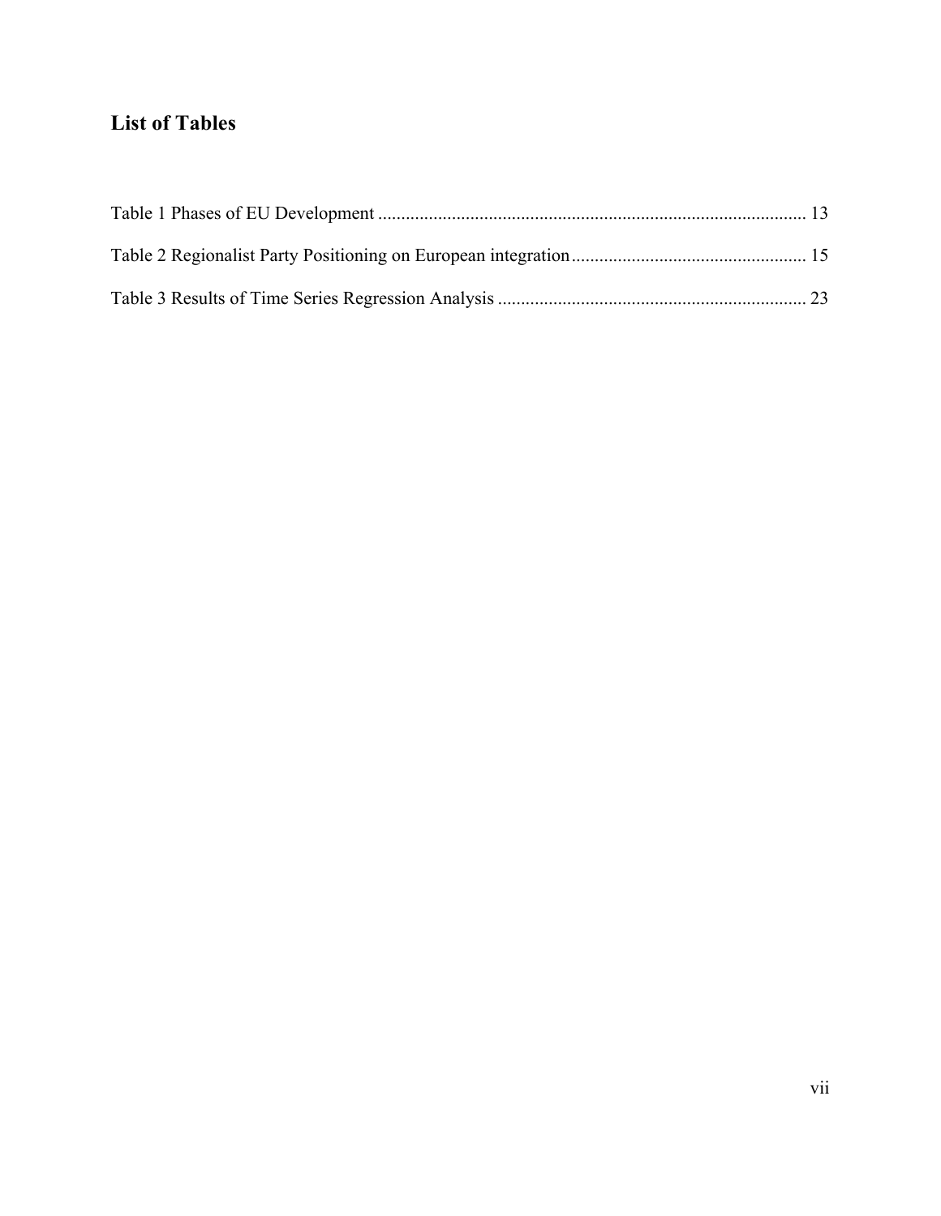## List of Tables

Table 1 Phases of EU Development ........................................................................................... 13

Table 2 Regionalist Party Positioning on European integration................................................... 15

Table 3 Results of Time Series Regression Analysis .................................................................. 23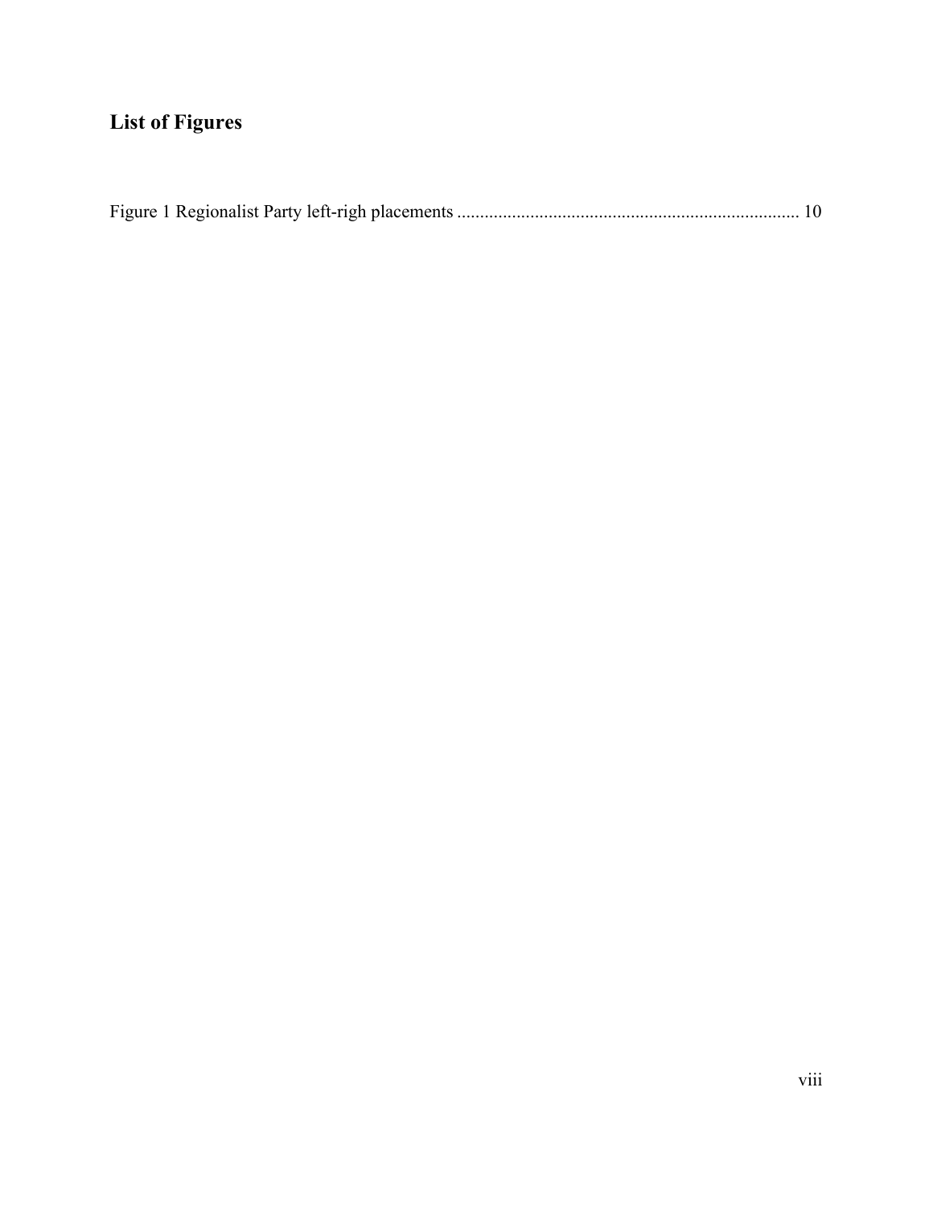# List of Figures

Figure 1 Regionalist Party left-righ placements .......................................................................... 10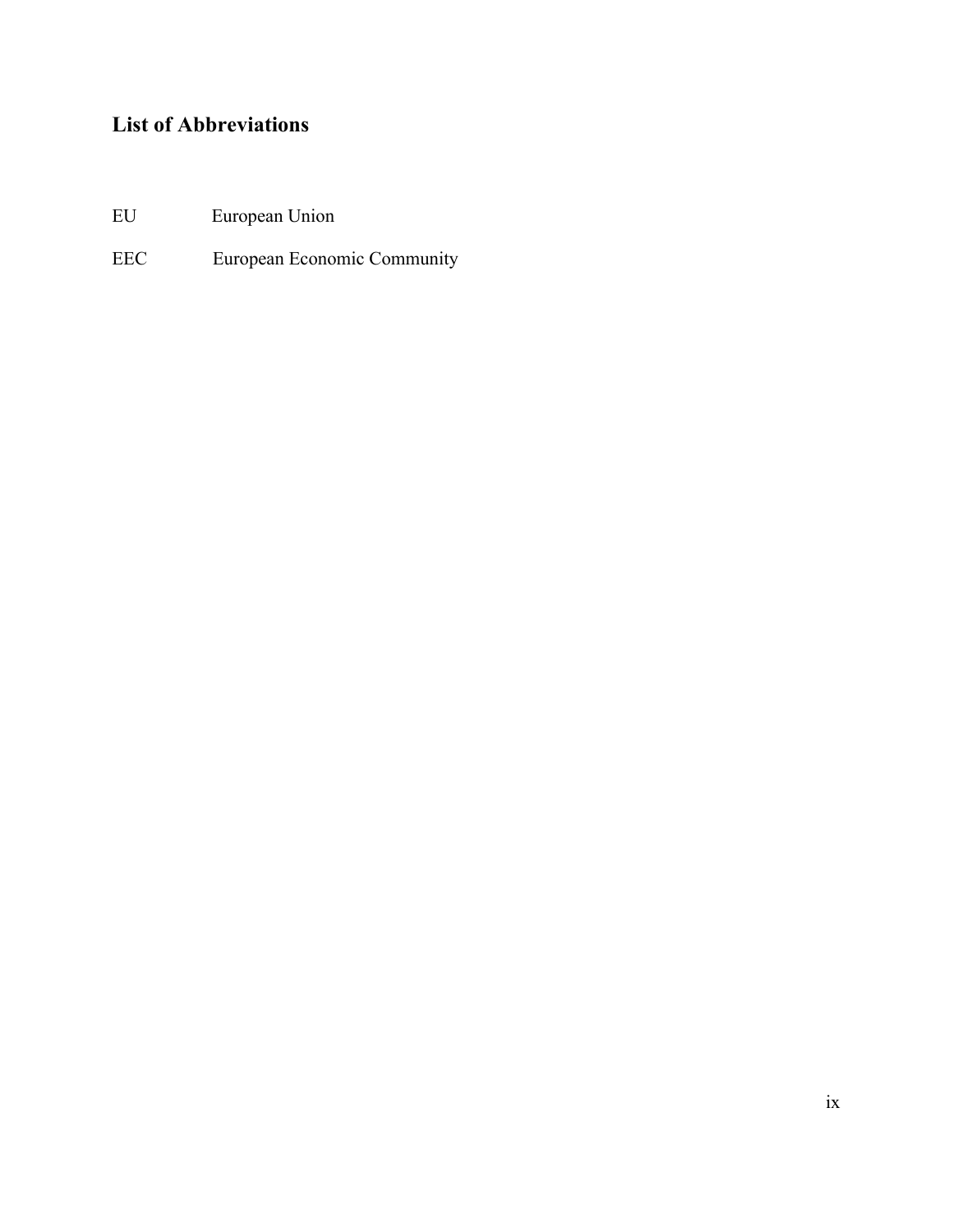## List of Abbreviations

| | |
|---|---|
| EU | European Union |
| EEC | European Economic Community |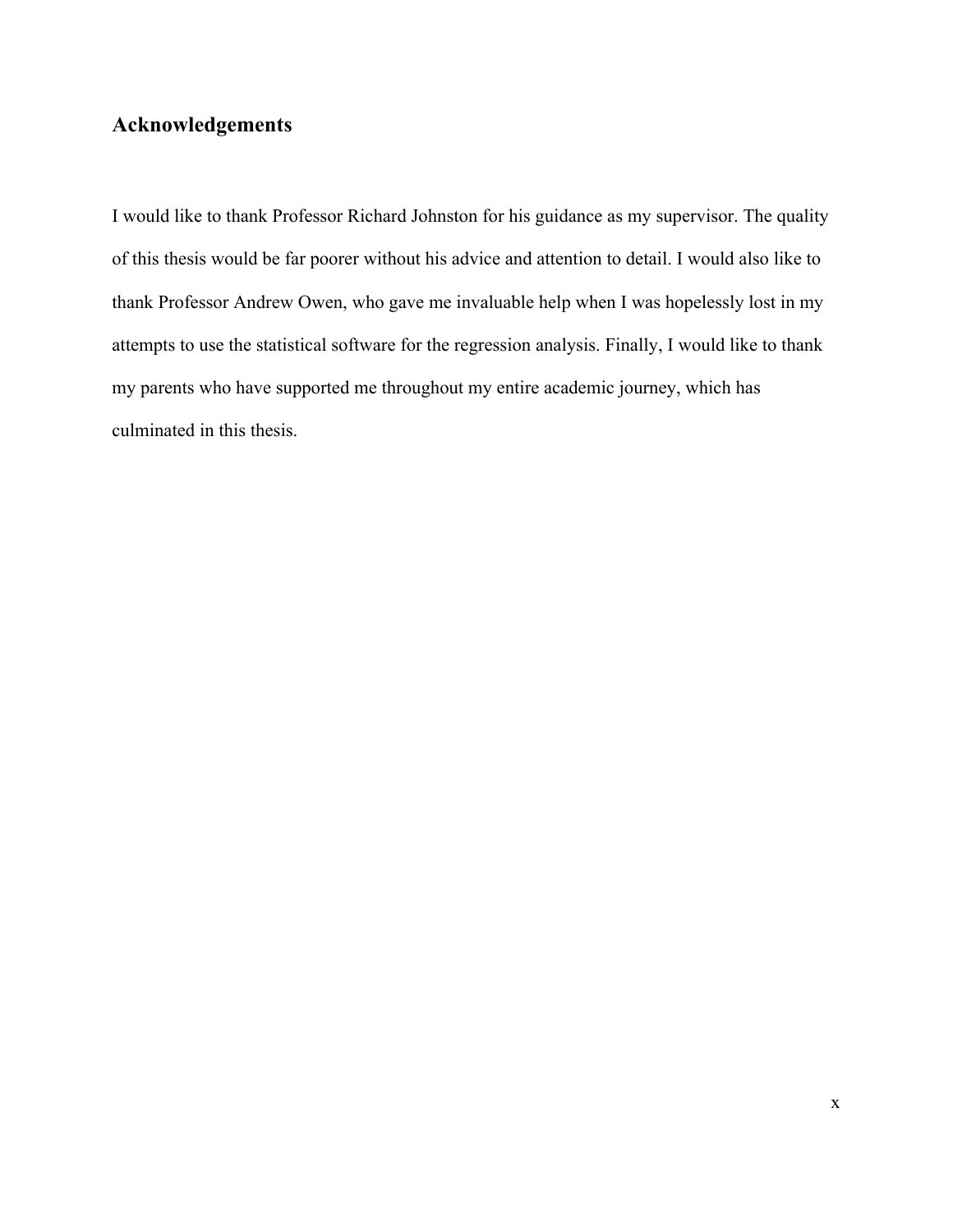## Acknowledgements

I would like to thank Professor Richard Johnston for his guidance as my supervisor. The quality of this thesis would be far poorer without his advice and attention to detail. I would also like to thank Professor Andrew Owen, who gave me invaluable help when I was hopelessly lost in my attempts to use the statistical software for the regression analysis. Finally, I would like to thank my parents who have supported me throughout my entire academic journey, which has culminated in this thesis.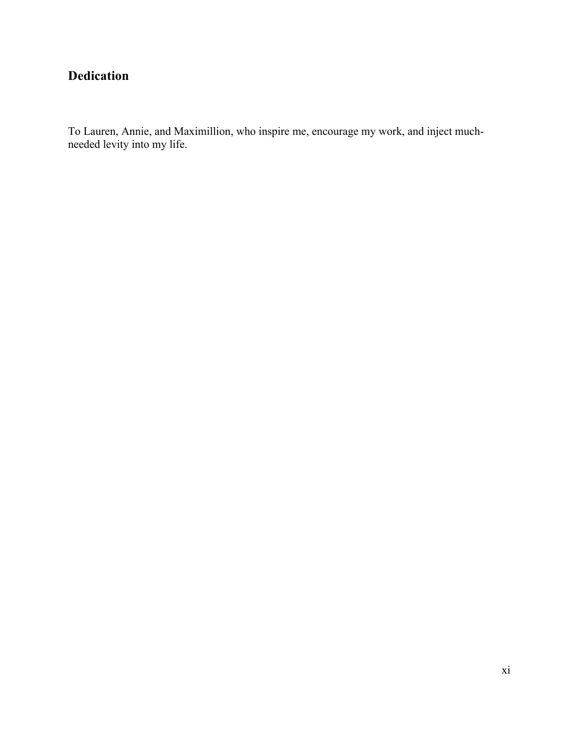## Dedication

To Lauren, Annie, and Maximillion, who inspire me, encourage my work, and inject much-needed levity into my life.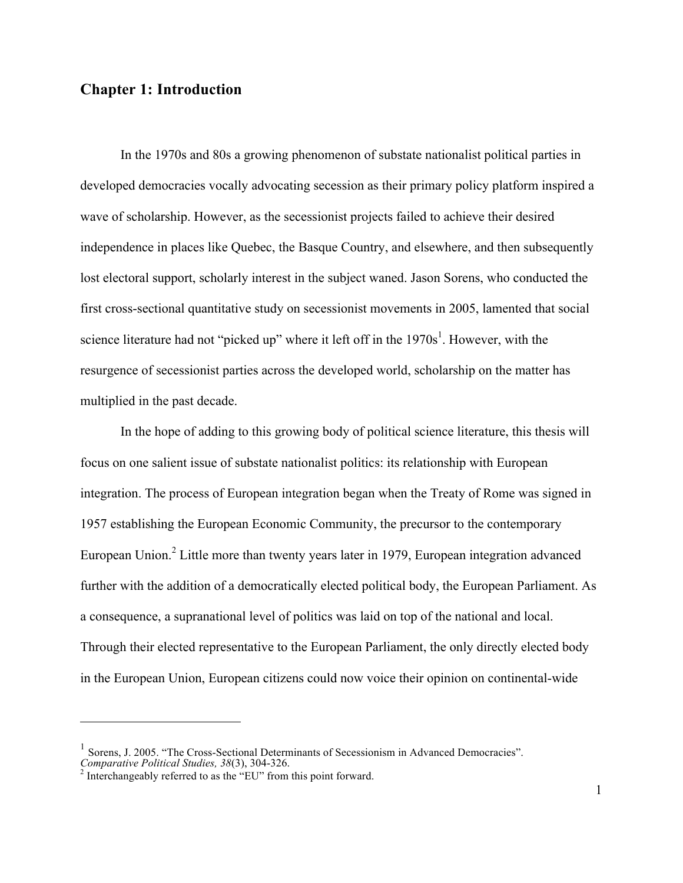# Chapter 1: Introduction

In the 1970s and 80s a growing phenomenon of substate nationalist political parties in developed democracies vocally advocating secession as their primary policy platform inspired a wave of scholarship. However, as the secessionist projects failed to achieve their desired independence in places like Quebec, the Basque Country, and elsewhere, and then subsequently lost electoral support, scholarly interest in the subject waned. Jason Sorens, who conducted the first cross-sectional quantitative study on secessionist movements in 2005, lamented that social science literature had not "picked up" where it left off in the 1970s[1]. However, with the resurgence of secessionist parties across the developed world, scholarship on the matter has multiplied in the past decade.

In the hope of adding to this growing body of political science literature, this thesis will focus on one salient issue of substate nationalist politics: its relationship with European integration. The process of European integration began when the Treaty of Rome was signed in 1957 establishing the European Economic Community, the precursor to the contemporary European Union.[2] Little more than twenty years later in 1979, European integration advanced further with the addition of a democratically elected political body, the European Parliament. As a consequence, a supranational level of politics was laid on top of the national and local. Through their elected representative to the European Parliament, the only directly elected body in the European Union, European citizens could now voice their opinion on continental-wide

---

[1] Sorens, J. 2005. "The Cross-Sectional Determinants of Secessionism in Advanced Democracies". *Comparative Political Studies, 38*(3), 304-326.

[2] Interchangeably referred to as the "EU" from this point forward.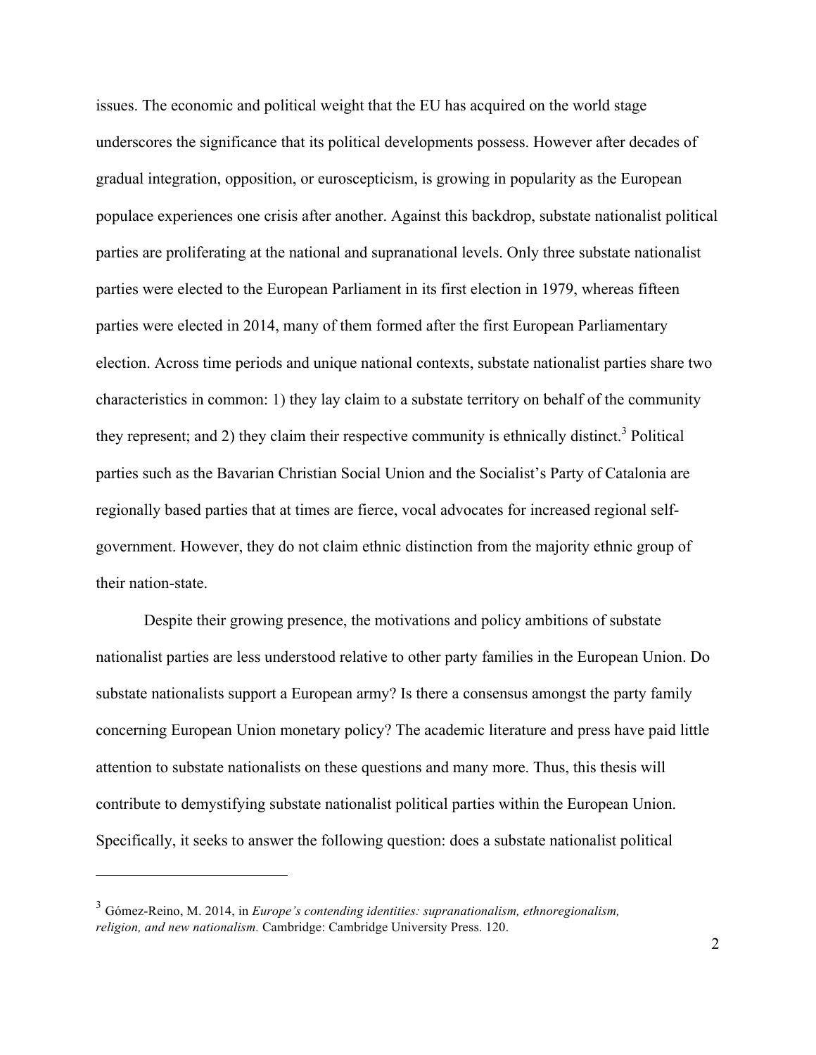issues. The economic and political weight that the EU has acquired on the world stage underscores the significance that its political developments possess. However after decades of gradual integration, opposition, or euroscepticism, is growing in popularity as the European populace experiences one crisis after another. Against this backdrop, substate nationalist political parties are proliferating at the national and supranational levels. Only three substate nationalist parties were elected to the European Parliament in its first election in 1979, whereas fifteen parties were elected in 2014, many of them formed after the first European Parliamentary election. Across time periods and unique national contexts, substate nationalist parties share two characteristics in common: 1) they lay claim to a substate territory on behalf of the community they represent; and 2) they claim their respective community is ethnically distinct.[3] Political parties such as the Bavarian Christian Social Union and the Socialist's Party of Catalonia are regionally based parties that at times are fierce, vocal advocates for increased regional self-government. However, they do not claim ethnic distinction from the majority ethnic group of their nation-state.

Despite their growing presence, the motivations and policy ambitions of substate nationalist parties are less understood relative to other party families in the European Union. Do substate nationalists support a European army? Is there a consensus amongst the party family concerning European Union monetary policy? The academic literature and press have paid little attention to substate nationalists on these questions and many more. Thus, this thesis will contribute to demystifying substate nationalist political parties within the European Union. Specifically, it seeks to answer the following question: does a substate nationalist political

---

[3] Gómez-Reino, M. 2014, in *Europe's contending identities: supranationalism, ethnoregionalism, religion, and new nationalism.* Cambridge: Cambridge University Press. 120.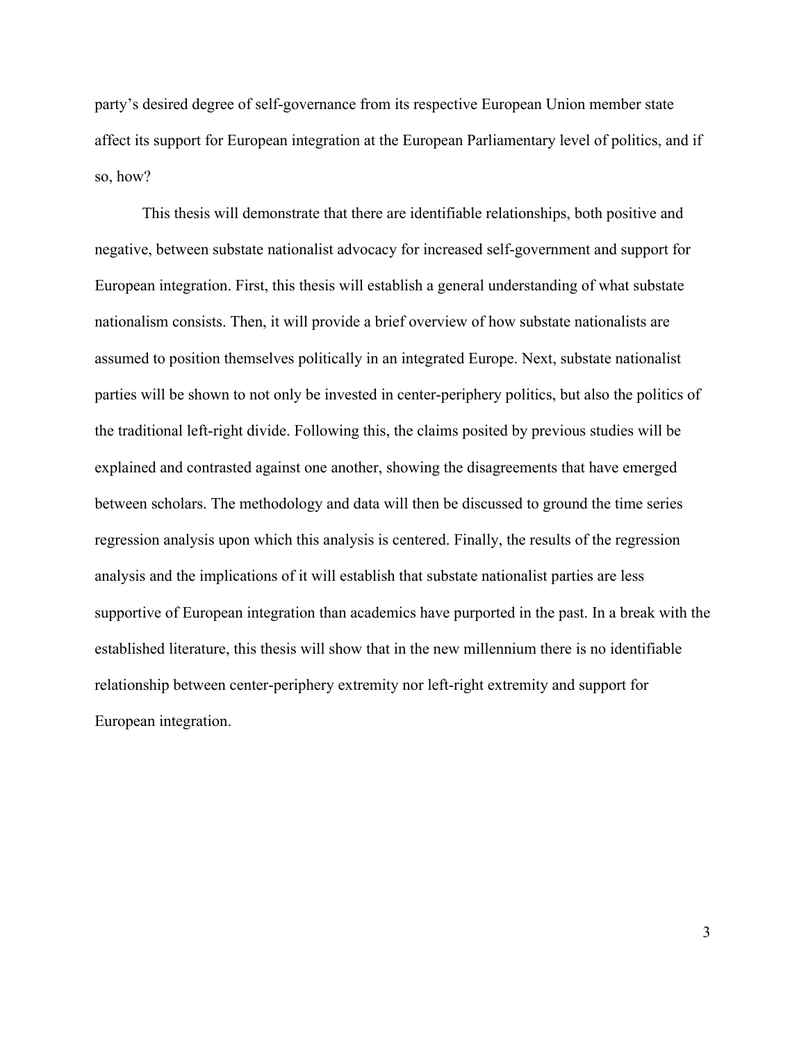party's desired degree of self-governance from its respective European Union member state affect its support for European integration at the European Parliamentary level of politics, and if so, how?

This thesis will demonstrate that there are identifiable relationships, both positive and negative, between substate nationalist advocacy for increased self-government and support for European integration. First, this thesis will establish a general understanding of what substate nationalism consists. Then, it will provide a brief overview of how substate nationalists are assumed to position themselves politically in an integrated Europe. Next, substate nationalist parties will be shown to not only be invested in center-periphery politics, but also the politics of the traditional left-right divide. Following this, the claims posited by previous studies will be explained and contrasted against one another, showing the disagreements that have emerged between scholars. The methodology and data will then be discussed to ground the time series regression analysis upon which this analysis is centered. Finally, the results of the regression analysis and the implications of it will establish that substate nationalist parties are less supportive of European integration than academics have purported in the past. In a break with the established literature, this thesis will show that in the new millennium there is no identifiable relationship between center-periphery extremity nor left-right extremity and support for European integration.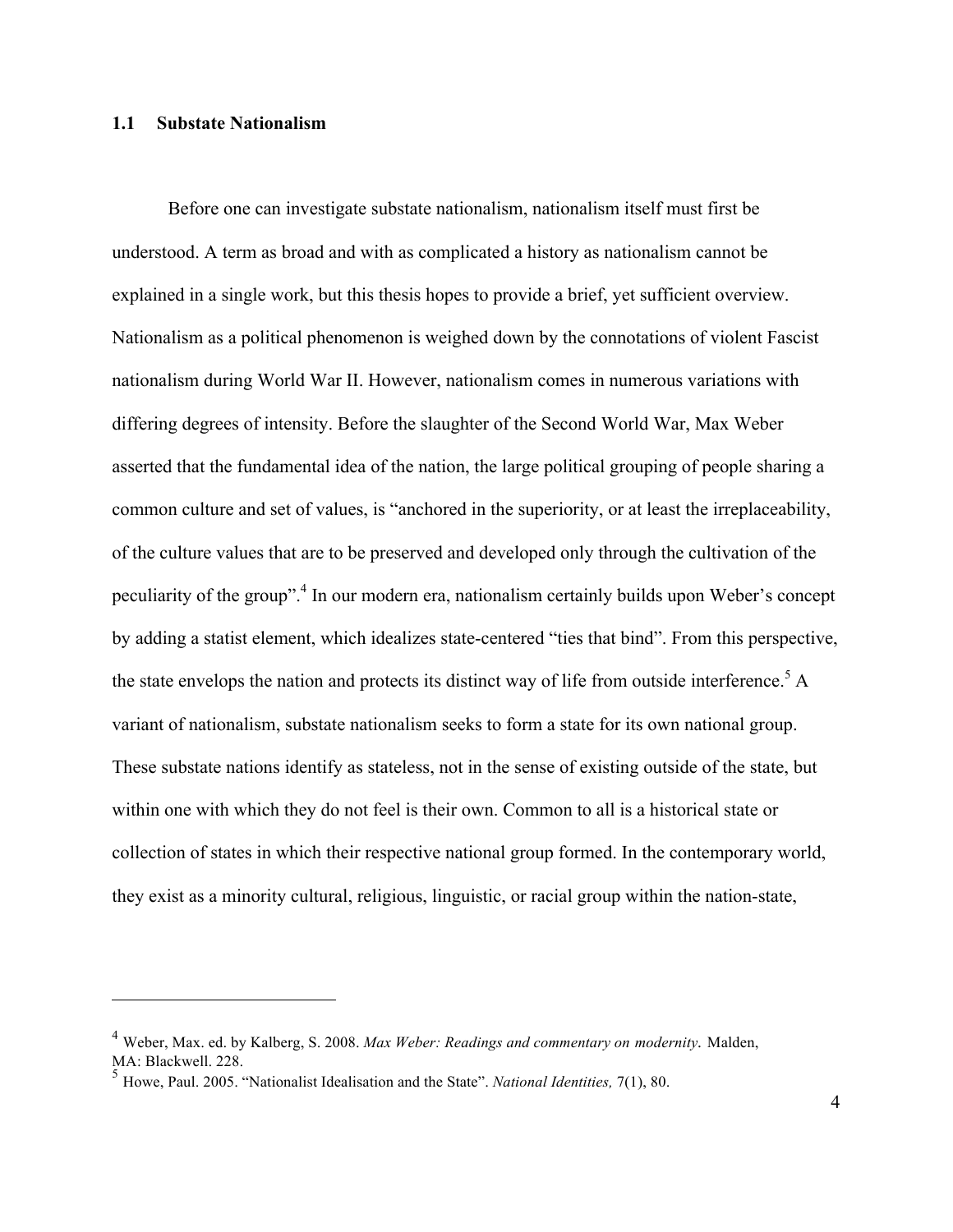### 1.1 Substate Nationalism

Before one can investigate substate nationalism, nationalism itself must first be understood. A term as broad and with as complicated a history as nationalism cannot be explained in a single work, but this thesis hopes to provide a brief, yet sufficient overview. Nationalism as a political phenomenon is weighed down by the connotations of violent Fascist nationalism during World War II. However, nationalism comes in numerous variations with differing degrees of intensity. Before the slaughter of the Second World War, Max Weber asserted that the fundamental idea of the nation, the large political grouping of people sharing a common culture and set of values, is "anchored in the superiority, or at least the irreplaceability, of the culture values that are to be preserved and developed only through the cultivation of the peculiarity of the group".[4] In our modern era, nationalism certainly builds upon Weber's concept by adding a statist element, which idealizes state-centered "ties that bind". From this perspective, the state envelops the nation and protects its distinct way of life from outside interference.[5] A variant of nationalism, substate nationalism seeks to form a state for its own national group. These substate nations identify as stateless, not in the sense of existing outside of the state, but within one with which they do not feel is their own. Common to all is a historical state or collection of states in which their respective national group formed. In the contemporary world, they exist as a minority cultural, religious, linguistic, or racial group within the nation-state,

---

[4] Weber, Max. ed. by Kalberg, S. 2008. *Max Weber: Readings and commentary on modernity.* Malden, MA: Blackwell. 228.

[5] Howe, Paul. 2005. "Nationalist Idealisation and the State". *National Identities,* 7(1), 80.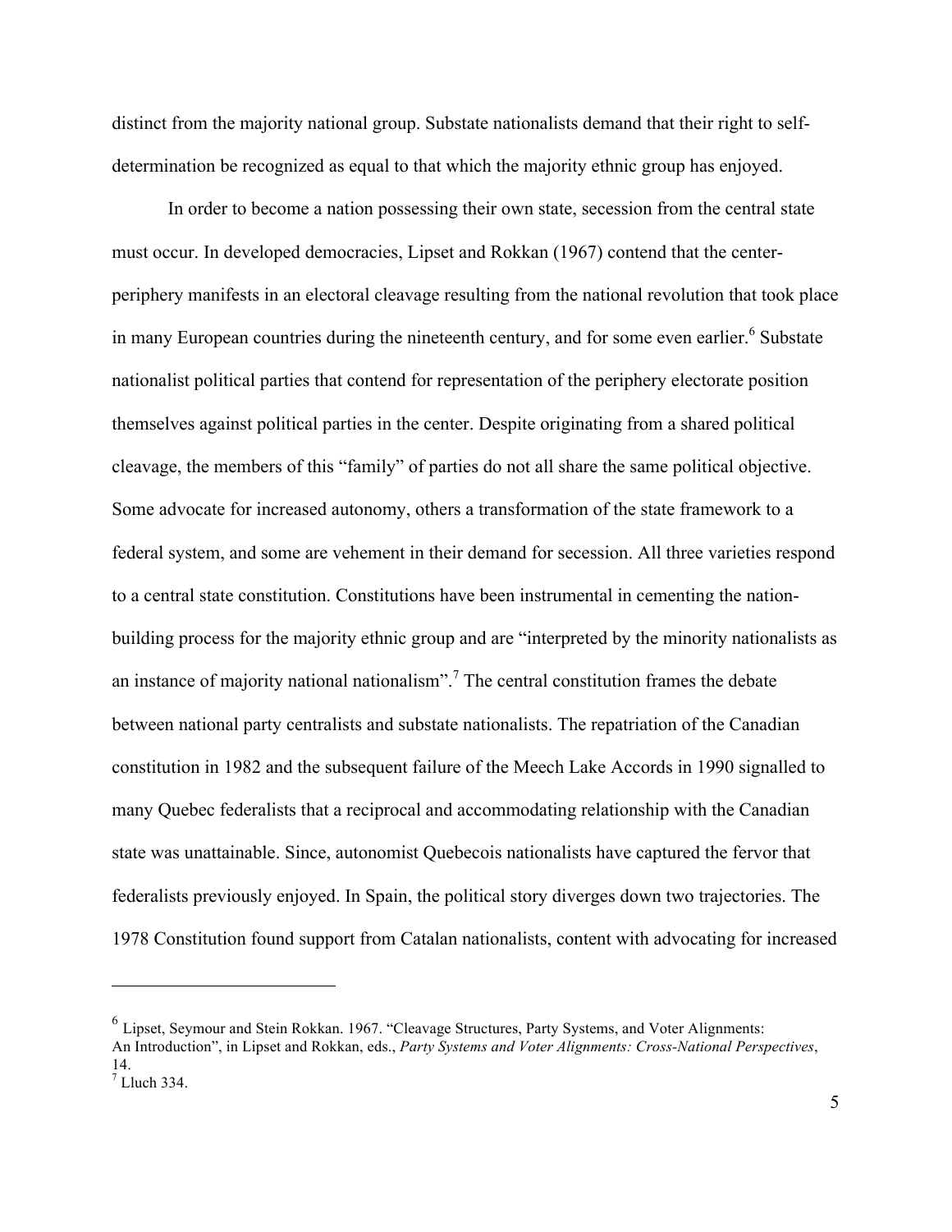distinct from the majority national group. Substate nationalists demand that their right to self-determination be recognized as equal to that which the majority ethnic group has enjoyed.

In order to become a nation possessing their own state, secession from the central state must occur. In developed democracies, Lipset and Rokkan (1967) contend that the center-periphery manifests in an electoral cleavage resulting from the national revolution that took place in many European countries during the nineteenth century, and for some even earlier.[6] Substate nationalist political parties that contend for representation of the periphery electorate position themselves against political parties in the center. Despite originating from a shared political cleavage, the members of this "family" of parties do not all share the same political objective. Some advocate for increased autonomy, others a transformation of the state framework to a federal system, and some are vehement in their demand for secession. All three varieties respond to a central state constitution. Constitutions have been instrumental in cementing the nation-building process for the majority ethnic group and are "interpreted by the minority nationalists as an instance of majority national nationalism".[7] The central constitution frames the debate between national party centralists and substate nationalists. The repatriation of the Canadian constitution in 1982 and the subsequent failure of the Meech Lake Accords in 1990 signalled to many Quebec federalists that a reciprocal and accommodating relationship with the Canadian state was unattainable. Since, autonomist Quebecois nationalists have captured the fervor that federalists previously enjoyed. In Spain, the political story diverges down two trajectories. The 1978 Constitution found support from Catalan nationalists, content with advocating for increased

---

[6] Lipset, Seymour and Stein Rokkan. 1967. "Cleavage Structures, Party Systems, and Voter Alignments: An Introduction", in Lipset and Rokkan, eds., *Party Systems and Voter Alignments: Cross-National Perspectives*, 14.

[7] Lluch 334.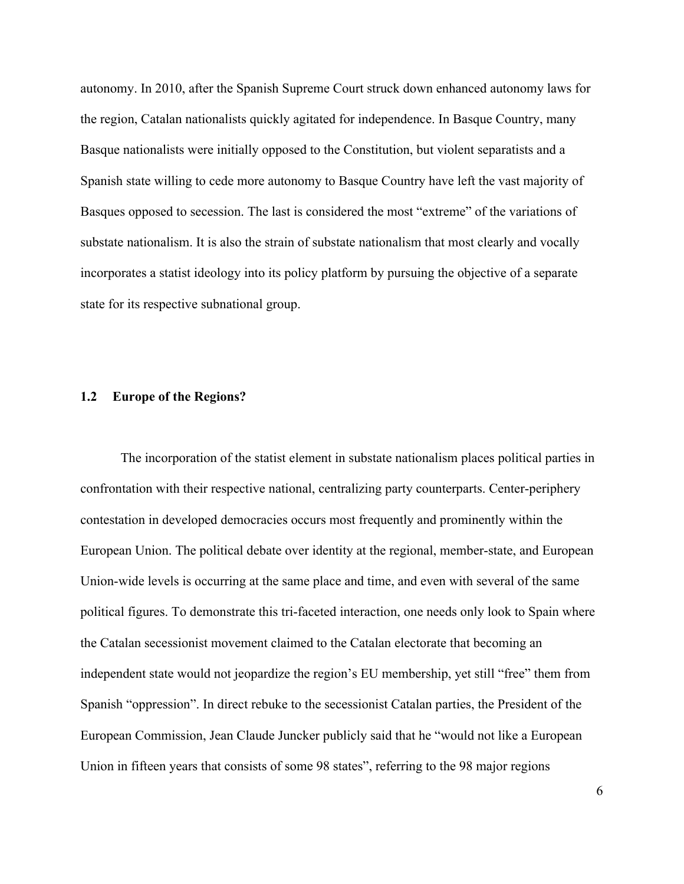autonomy. In 2010, after the Spanish Supreme Court struck down enhanced autonomy laws for the region, Catalan nationalists quickly agitated for independence. In Basque Country, many Basque nationalists were initially opposed to the Constitution, but violent separatists and a Spanish state willing to cede more autonomy to Basque Country have left the vast majority of Basques opposed to secession. The last is considered the most "extreme" of the variations of substate nationalism. It is also the strain of substate nationalism that most clearly and vocally incorporates a statist ideology into its policy platform by pursuing the objective of a separate state for its respective subnational group.

### 1.2 Europe of the Regions?

The incorporation of the statist element in substate nationalism places political parties in confrontation with their respective national, centralizing party counterparts. Center-periphery contestation in developed democracies occurs most frequently and prominently within the European Union. The political debate over identity at the regional, member-state, and European Union-wide levels is occurring at the same place and time, and even with several of the same political figures. To demonstrate this tri-faceted interaction, one needs only look to Spain where the Catalan secessionist movement claimed to the Catalan electorate that becoming an independent state would not jeopardize the region's EU membership, yet still "free" them from Spanish "oppression". In direct rebuke to the secessionist Catalan parties, the President of the European Commission, Jean Claude Juncker publicly said that he "would not like a European Union in fifteen years that consists of some 98 states", referring to the 98 major regions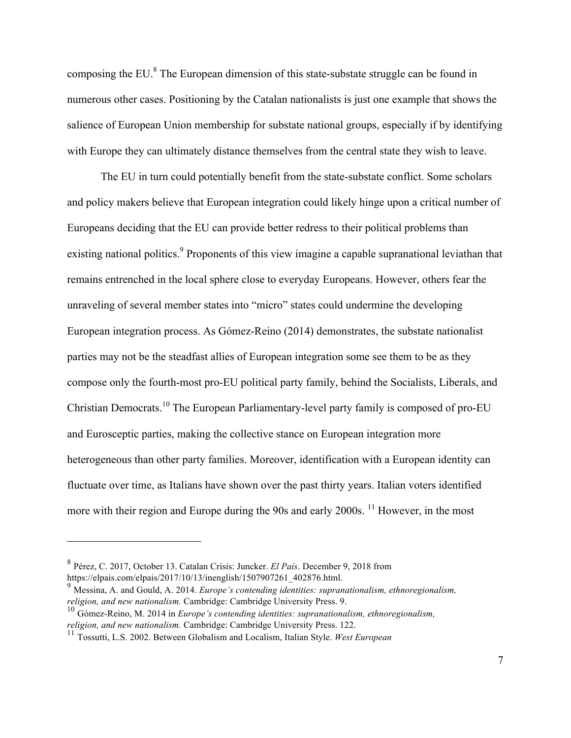composing the EU.[8] The European dimension of this state-substate struggle can be found in numerous other cases. Positioning by the Catalan nationalists is just one example that shows the salience of European Union membership for substate national groups, especially if by identifying with Europe they can ultimately distance themselves from the central state they wish to leave.

The EU in turn could potentially benefit from the state-substate conflict. Some scholars and policy makers believe that European integration could likely hinge upon a critical number of Europeans deciding that the EU can provide better redress to their political problems than existing national politics.[9] Proponents of this view imagine a capable supranational leviathan that remains entrenched in the local sphere close to everyday Europeans. However, others fear the unraveling of several member states into "micro" states could undermine the developing European integration process. As Gómez-Reino (2014) demonstrates, the substate nationalist parties may not be the steadfast allies of European integration some see them to be as they compose only the fourth-most pro-EU political party family, behind the Socialists, Liberals, and Christian Democrats.[10] The European Parliamentary-level party family is composed of pro-EU and Eurosceptic parties, making the collective stance on European integration more heterogeneous than other party families. Moreover, identification with a European identity can fluctuate over time, as Italians have shown over the past thirty years. Italian voters identified more with their region and Europe during the 90s and early 2000s. [11] However, in the most

---

[8] Pérez, C. 2017, October 13. Catalan Crisis: Juncker. *El País*. December 9, 2018 from https://elpais.com/elpais/2017/10/13/inenglish/1507907261_402876.html.

[9] Messina, A. and Gould, A. 2014. *Europe's contending identities: supranationalism, ethnoregionalism, religion, and new nationalism.* Cambridge: Cambridge University Press. 9.

[10] Gómez-Reino, M. 2014 in *Europe's contending identities: supranationalism, ethnoregionalism, religion, and new nationalism.* Cambridge: Cambridge University Press. 122.

[11] Tossutti, L.S. 2002. Between Globalism and Localism, Italian Style. *West European*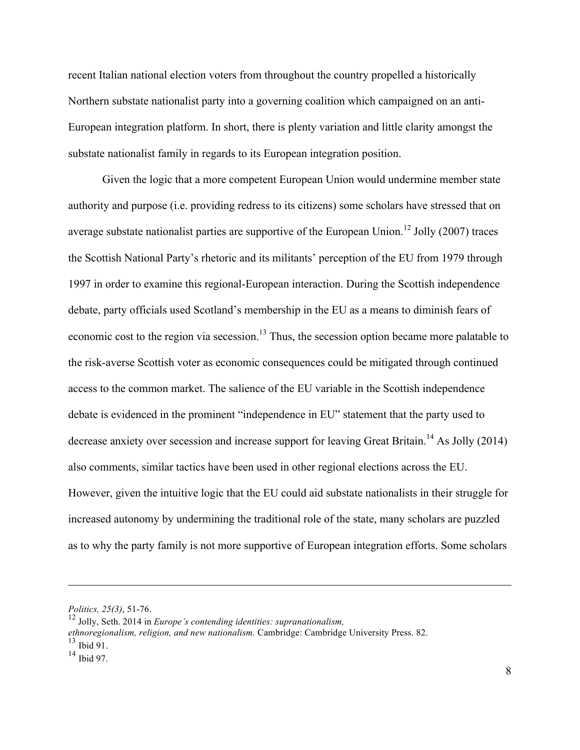recent Italian national election voters from throughout the country propelled a historically Northern substate nationalist party into a governing coalition which campaigned on an anti-European integration platform. In short, there is plenty variation and little clarity amongst the substate nationalist family in regards to its European integration position.

Given the logic that a more competent European Union would undermine member state authority and purpose (i.e. providing redress to its citizens) some scholars have stressed that on average substate nationalist parties are supportive of the European Union.[12] Jolly (2007) traces the Scottish National Party's rhetoric and its militants' perception of the EU from 1979 through 1997 in order to examine this regional-European interaction. During the Scottish independence debate, party officials used Scotland's membership in the EU as a means to diminish fears of economic cost to the region via secession.[13] Thus, the secession option became more palatable to the risk-averse Scottish voter as economic consequences could be mitigated through continued access to the common market. The salience of the EU variable in the Scottish independence debate is evidenced in the prominent "independence in EU" statement that the party used to decrease anxiety over secession and increase support for leaving Great Britain.[14] As Jolly (2014) also comments, similar tactics have been used in other regional elections across the EU. However, given the intuitive logic that the EU could aid substate nationalists in their struggle for increased autonomy by undermining the traditional role of the state, many scholars are puzzled as to why the party family is not more supportive of European integration efforts. Some scholars

---

*Politics, 25(3)*, 51-76.

[12] Jolly, Seth. 2014 in *Europe's contending identities: supranationalism, ethnoregionalism, religion, and new nationalism.* Cambridge: Cambridge University Press. 82.

[13] Ibid 91.

[14] Ibid 97.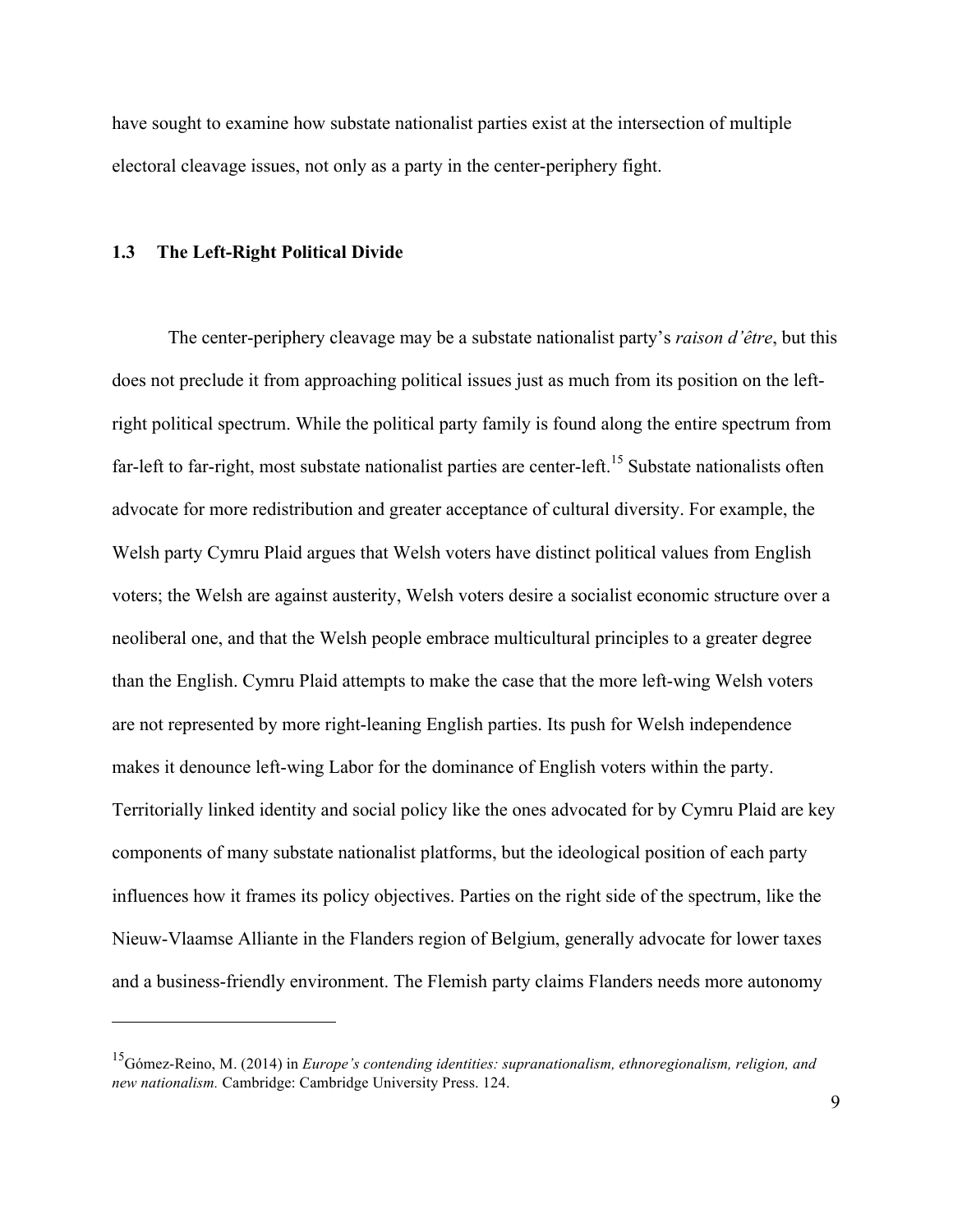have sought to examine how substate nationalist parties exist at the intersection of multiple electoral cleavage issues, not only as a party in the center-periphery fight.

## 1.3 The Left-Right Political Divide

The center-periphery cleavage may be a substate nationalist party's *raison d'être*, but this does not preclude it from approaching political issues just as much from its position on the left-right political spectrum. While the political party family is found along the entire spectrum from far-left to far-right, most substate nationalist parties are center-left.[15] Substate nationalists often advocate for more redistribution and greater acceptance of cultural diversity. For example, the Welsh party Cymru Plaid argues that Welsh voters have distinct political values from English voters; the Welsh are against austerity, Welsh voters desire a socialist economic structure over a neoliberal one, and that the Welsh people embrace multicultural principles to a greater degree than the English. Cymru Plaid attempts to make the case that the more left-wing Welsh voters are not represented by more right-leaning English parties. Its push for Welsh independence makes it denounce left-wing Labor for the dominance of English voters within the party. Territorially linked identity and social policy like the ones advocated for by Cymru Plaid are key components of many substate nationalist platforms, but the ideological position of each party influences how it frames its policy objectives. Parties on the right side of the spectrum, like the Nieuw-Vlaamse Alliante in the Flanders region of Belgium, generally advocate for lower taxes and a business-friendly environment. The Flemish party claims Flanders needs more autonomy

[15] Gómez-Reino, M. (2014) in *Europe's contending identities: supranationalism, ethnoregionalism, religion, and new nationalism.* Cambridge: Cambridge University Press. 124.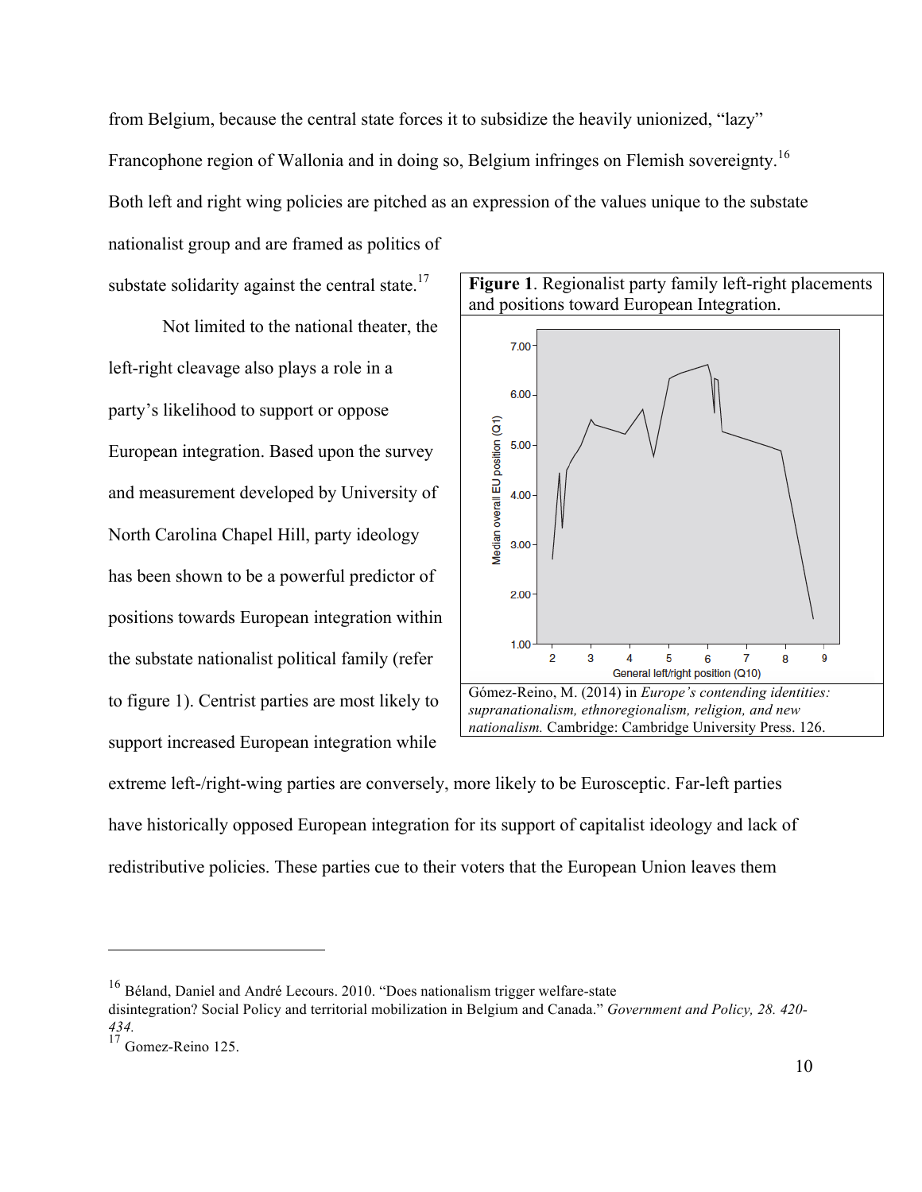from Belgium, because the central state forces it to subsidize the heavily unionized, "lazy" Francophone region of Wallonia and in doing so, Belgium infringes on Flemish sovereignty.[16] Both left and right wing policies are pitched as an expression of the values unique to the substate nationalist group and are framed as politics of substate solidarity against the central state.[17]

Not limited to the national theater, the left-right cleavage also plays a role in a party's likelihood to support or oppose European integration. Based upon the survey and measurement developed by University of North Carolina Chapel Hill, party ideology has been shown to be a powerful predictor of positions towards European integration within the substate nationalist political family (refer to figure 1). Centrist parties are most likely to support increased European integration while extreme left-/right-wing parties are conversely, more likely to be Eurosceptic. Far-left parties have historically opposed European integration for its support of capitalist ideology and lack of redistributive policies. These parties cue to their voters that the European Union leaves them

**Figure 1**. Regionalist party family left-right placements and positions toward European Integration.

Gómez-Reino, M. (2014) in *Europe's contending identities: supranationalism, ethnoregionalism, religion, and new nationalism.* Cambridge: Cambridge University Press. 126.

---

[16] Béland, Daniel and André Lecours. 2010. "Does nationalism trigger welfare-state disintegration? Social Policy and territorial mobilization in Belgium and Canada." *Government and Policy, 28. 420-434.*

[17] Gomez-Reino 125.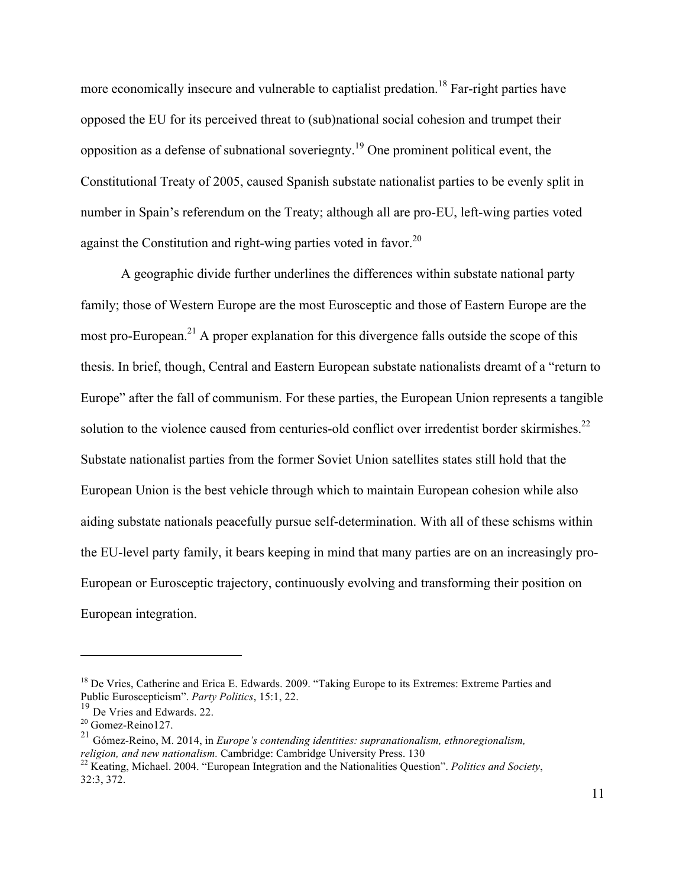more economically insecure and vulnerable to captialist predation.[18] Far-right parties have opposed the EU for its perceived threat to (sub)national social cohesion and trumpet their opposition as a defense of subnational soveriegnty.[19] One prominent political event, the Constitutional Treaty of 2005, caused Spanish substate nationalist parties to be evenly split in number in Spain's referendum on the Treaty; although all are pro-EU, left-wing parties voted against the Constitution and right-wing parties voted in favor.[20]

A geographic divide further underlines the differences within substate national party family; those of Western Europe are the most Eurosceptic and those of Eastern Europe are the most pro-European.[21] A proper explanation for this divergence falls outside the scope of this thesis. In brief, though, Central and Eastern European substate nationalists dreamt of a "return to Europe" after the fall of communism. For these parties, the European Union represents a tangible solution to the violence caused from centuries-old conflict over irredentist border skirmishes.[22] Substate nationalist parties from the former Soviet Union satellites states still hold that the European Union is the best vehicle through which to maintain European cohesion while also aiding substate nationals peacefully pursue self-determination. With all of these schisms within the EU-level party family, it bears keeping in mind that many parties are on an increasingly pro-European or Eurosceptic trajectory, continuously evolving and transforming their position on European integration.

---

[18] De Vries, Catherine and Erica E. Edwards. 2009. "Taking Europe to its Extremes: Extreme Parties and Public Euroscepticism". *Party Politics*, 15:1, 22.

[19] De Vries and Edwards. 22.

[20] Gomez-Reino127.

[21] Gómez-Reino, M. 2014, in *Europe's contending identities: supranationalism, ethnoregionalism, religion, and new nationalism.* Cambridge: Cambridge University Press. 130

[22] Keating, Michael. 2004. "European Integration and the Nationalities Question". *Politics and Society*, 32:3, 372.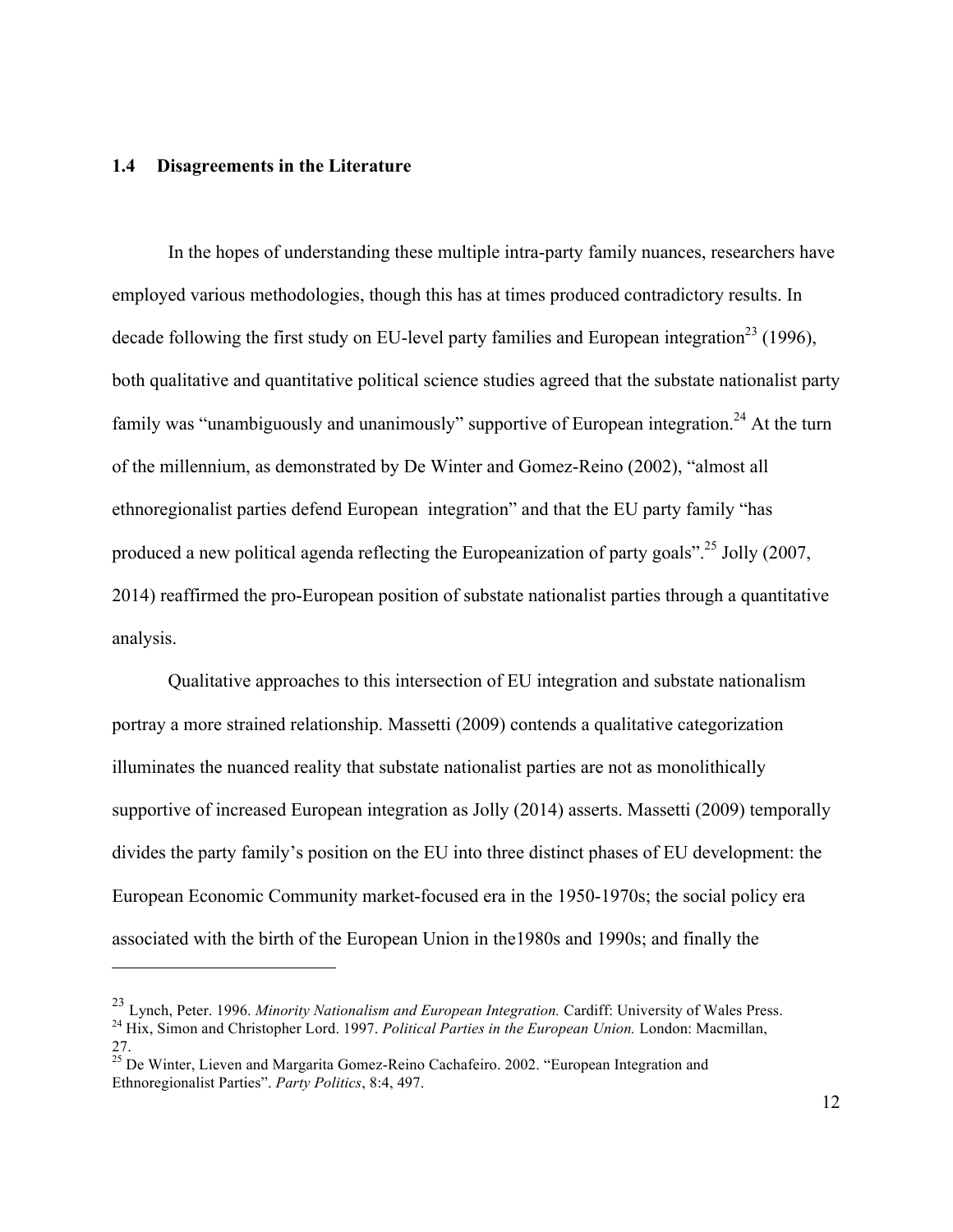### 1.4 Disagreements in the Literature

In the hopes of understanding these multiple intra-party family nuances, researchers have employed various methodologies, though this has at times produced contradictory results. In decade following the first study on EU-level party families and European integration[23] (1996), both qualitative and quantitative political science studies agreed that the substate nationalist party family was “unambiguously and unanimously” supportive of European integration.[24] At the turn of the millennium, as demonstrated by De Winter and Gomez-Reino (2002), “almost all ethnoregionalist parties defend European integration” and that the EU party family “has produced a new political agenda reflecting the Europeanization of party goals”.[25] Jolly (2007, 2014) reaffirmed the pro-European position of substate nationalist parties through a quantitative analysis.

Qualitative approaches to this intersection of EU integration and substate nationalism portray a more strained relationship. Massetti (2009) contends a qualitative categorization illuminates the nuanced reality that substate nationalist parties are not as monolithically supportive of increased European integration as Jolly (2014) asserts. Massetti (2009) temporally divides the party family’s position on the EU into three distinct phases of EU development: the European Economic Community market-focused era in the 1950-1970s; the social policy era associated with the birth of the European Union in the1980s and 1990s; and finally the

---

[23] Lynch, Peter. 1996. *Minority Nationalism and European Integration.* Cardiff: University of Wales Press.

[24] Hix, Simon and Christopher Lord. 1997. *Political Parties in the European Union.* London: Macmillan, 27.

[25] De Winter, Lieven and Margarita Gomez-Reino Cachafeiro. 2002. “European Integration and Ethnoregionalist Parties”. *Party Politics*, 8:4, 497.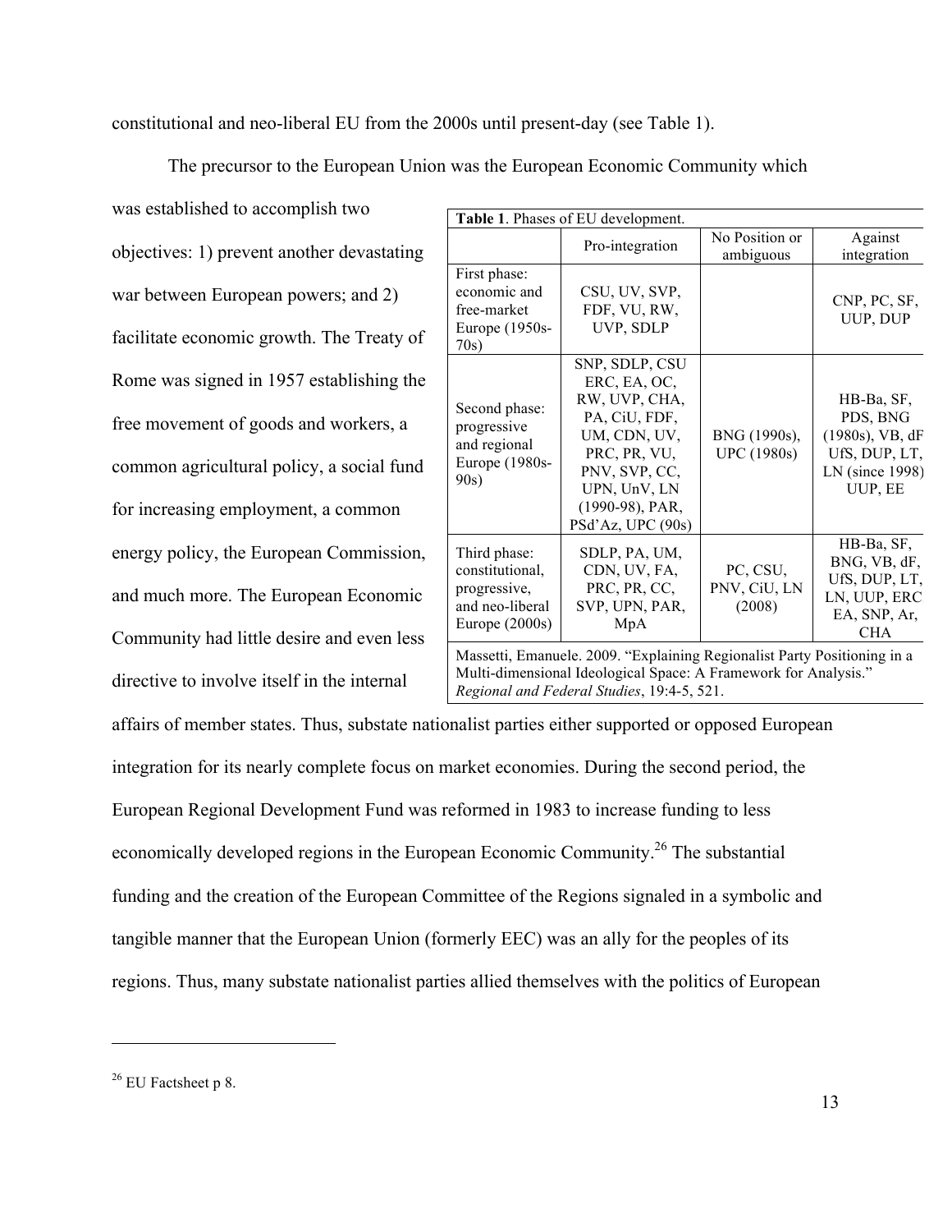constitutional and neo-liberal EU from the 2000s until present-day (see Table 1).

The precursor to the European Union was the European Economic Community which was established to accomplish two objectives: 1) prevent another devastating war between European powers; and 2) facilitate economic growth. The Treaty of Rome was signed in 1957 establishing the free movement of goods and workers, a common agricultural policy, a social fund for increasing employment, a common energy policy, the European Commission, and much more. The European Economic Community had little desire and even less directive to involve itself in the internal affairs of member states. Thus, substate nationalist parties either supported or opposed European integration for its nearly complete focus on market economies. During the second period, the European Regional Development Fund was reformed in 1983 to increase funding to less economically developed regions in the European Economic Community.[26] The substantial funding and the creation of the European Committee of the Regions signaled in a symbolic and tangible manner that the European Union (formerly EEC) was an ally for the peoples of its regions. Thus, many substate nationalist parties allied themselves with the politics of European

**Table 1**. Phases of EU development.

| | Pro-integration | No Position or ambiguous | Against integration |
|---|---|---|---|
| First phase: economic and free-market Europe (1950s-70s) | CSU, UV, SVP, FDF, VU, RW, UVP, SDLP | | CNP, PC, SF, UUP, DUP |
| Second phase: progressive and regional Europe (1980s-90s) | SNP, SDLP, CSU ERC, EA, OC, RW, UVP, CHA, PA, CiU, FDF, UM, CDN, UV, PRC, PR, VU, PNV, SVP, CC, UPN, UnV, LN (1990-98), PAR, PSd'Az, UPC (90s) | BNG (1990s), UPC (1980s) | HB-Ba, SF, PDS, BNG (1980s), VB, dF UfS, DUP, LT, LN (since 1998) UUP, EE |
| Third phase: constitutional, progressive, and neo-liberal Europe (2000s) | SDLP, PA, UM, CDN, UV, FA, PRC, PR, CC, SVP, UPN, PAR, MpA | PC, CSU, PNV, CiU, LN (2008) | HB-Ba, SF, BNG, VB, dF, UfS, DUP, LT, LN, UUP, ERC EA, SNP, Ar, CHA |

Massetti, Emanuele. 2009. "Explaining Regionalist Party Positioning in a Multi-dimensional Ideological Space: A Framework for Analysis." *Regional and Federal Studies*, 19:4-5, 521.

[26] EU Factsheet p 8.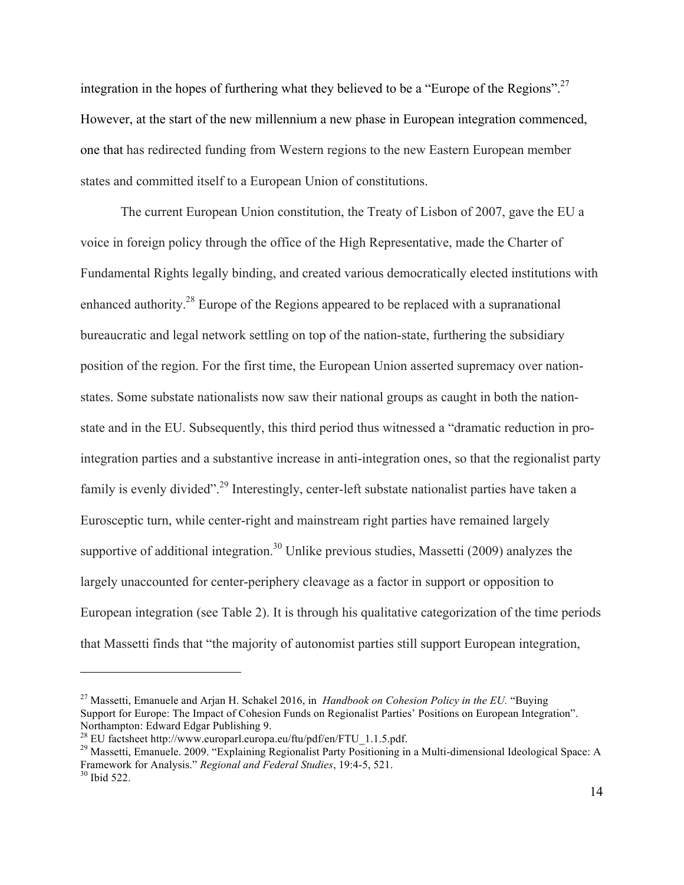integration in the hopes of furthering what they believed to be a "Europe of the Regions".[27] However, at the start of the new millennium a new phase in European integration commenced, one that has redirected funding from Western regions to the new Eastern European member states and committed itself to a European Union of constitutions.

The current European Union constitution, the Treaty of Lisbon of 2007, gave the EU a voice in foreign policy through the office of the High Representative, made the Charter of Fundamental Rights legally binding, and created various democratically elected institutions with enhanced authority.[28] Europe of the Regions appeared to be replaced with a supranational bureaucratic and legal network settling on top of the nation-state, furthering the subsidiary position of the region. For the first time, the European Union asserted supremacy over nation-states. Some substate nationalists now saw their national groups as caught in both the nation-state and in the EU. Subsequently, this third period thus witnessed a "dramatic reduction in pro-integration parties and a substantive increase in anti-integration ones, so that the regionalist party family is evenly divided".[29] Interestingly, center-left substate nationalist parties have taken a Eurosceptic turn, while center-right and mainstream right parties have remained largely supportive of additional integration.[30] Unlike previous studies, Massetti (2009) analyzes the largely unaccounted for center-periphery cleavage as a factor in support or opposition to European integration (see Table 2). It is through his qualitative categorization of the time periods that Massetti finds that "the majority of autonomist parties still support European integration,

---

[27] Massetti, Emanuele and Arjan H. Schakel 2016, in *Handbook on Cohesion Policy in the EU.* "Buying Support for Europe: The Impact of Cohesion Funds on Regionalist Parties' Positions on European Integration". Northampton: Edward Edgar Publishing 9.

[28] EU factsheet http://www.europarl.europa.eu/ftu/pdf/en/FTU_1.1.5.pdf.

[29] Massetti, Emanuele. 2009. "Explaining Regionalist Party Positioning in a Multi-dimensional Ideological Space: A Framework for Analysis." *Regional and Federal Studies*, 19:4-5, 521.

[30] Ibid 522.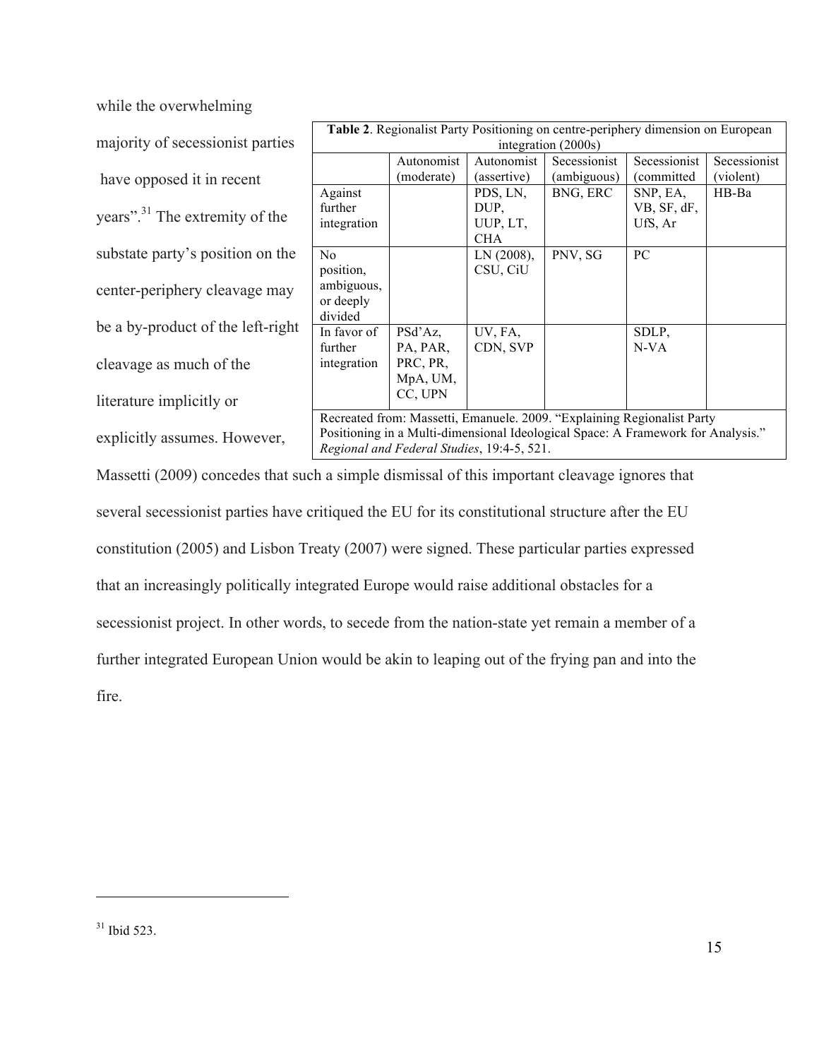while the overwhelming majority of secessionist parties have opposed it in recent years".[31] The extremity of the substate party's position on the center-periphery cleavage may be a by-product of the left-right cleavage as much of the literature implicitly or explicitly assumes. However,

**Table 2**. Regionalist Party Positioning on centre-periphery dimension on European integration (2000s)

| | Autonomist (moderate) | Autonomist (assertive) | Secessionist (ambiguous) | Secessionist (committed | Secessionist (violent) |
|---|---|---|---|---|---|
| Against further integration | | PDS, LN, DUP, UUP, LT, CHA | BNG, ERC | SNP, EA, VB, SF, dF, UfS, Ar | HB-Ba |
| No position, ambiguous, or deeply divided | | LN (2008), CSU, CiU | PNV, SG | PC | |
| In favor of further integration | PSd'Az, PA, PAR, PRC, PR, MpA, UM, CC, UPN | UV, FA, CDN, SVP | | SDLP, N-VA | |

Recreated from: Massetti, Emanuele. 2009. "Explaining Regionalist Party Positioning in a Multi-dimensional Ideological Space: A Framework for Analysis." *Regional and Federal Studies*, 19:4-5, 521.

Massetti (2009) concedes that such a simple dismissal of this important cleavage ignores that several secessionist parties have critiqued the EU for its constitutional structure after the EU constitution (2005) and Lisbon Treaty (2007) were signed. These particular parties expressed that an increasingly politically integrated Europe would raise additional obstacles for a secessionist project. In other words, to secede from the nation-state yet remain a member of a further integrated European Union would be akin to leaping out of the frying pan and into the fire.

[31] Ibid 523.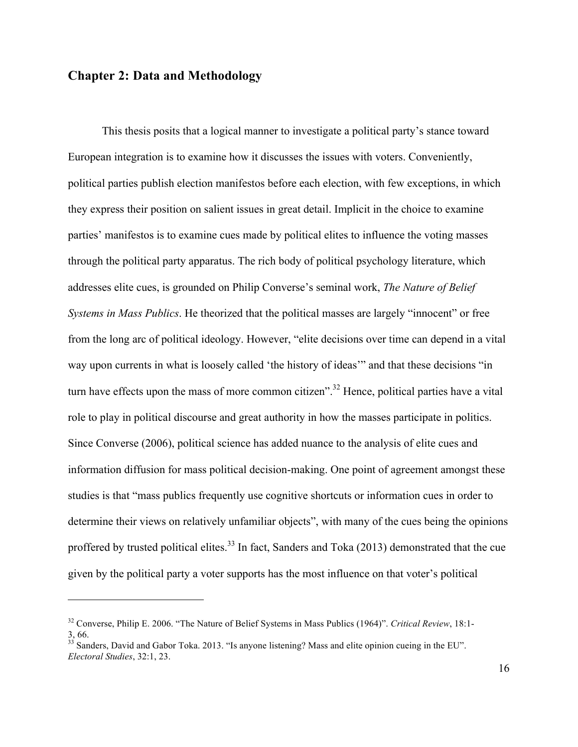## Chapter 2: Data and Methodology

This thesis posits that a logical manner to investigate a political party's stance toward European integration is to examine how it discusses the issues with voters. Conveniently, political parties publish election manifestos before each election, with few exceptions, in which they express their position on salient issues in great detail. Implicit in the choice to examine parties' manifestos is to examine cues made by political elites to influence the voting masses through the political party apparatus. The rich body of political psychology literature, which addresses elite cues, is grounded on Philip Converse's seminal work, *The Nature of Belief Systems in Mass Publics*. He theorized that the political masses are largely "innocent" or free from the long arc of political ideology. However, "elite decisions over time can depend in a vital way upon currents in what is loosely called 'the history of ideas'" and that these decisions "in turn have effects upon the mass of more common citizen".[32] Hence, political parties have a vital role to play in political discourse and great authority in how the masses participate in politics. Since Converse (2006), political science has added nuance to the analysis of elite cues and information diffusion for mass political decision-making. One point of agreement amongst these studies is that "mass publics frequently use cognitive shortcuts or information cues in order to determine their views on relatively unfamiliar objects", with many of the cues being the opinions proffered by trusted political elites.[33] In fact, Sanders and Toka (2013) demonstrated that the cue given by the political party a voter supports has the most influence on that voter's political

---

[32] Converse, Philip E. 2006. "The Nature of Belief Systems in Mass Publics (1964)". *Critical Review*, 18:1-3, 66.

[33] Sanders, David and Gabor Toka. 2013. "Is anyone listening? Mass and elite opinion cueing in the EU". *Electoral Studies*, 32:1, 23.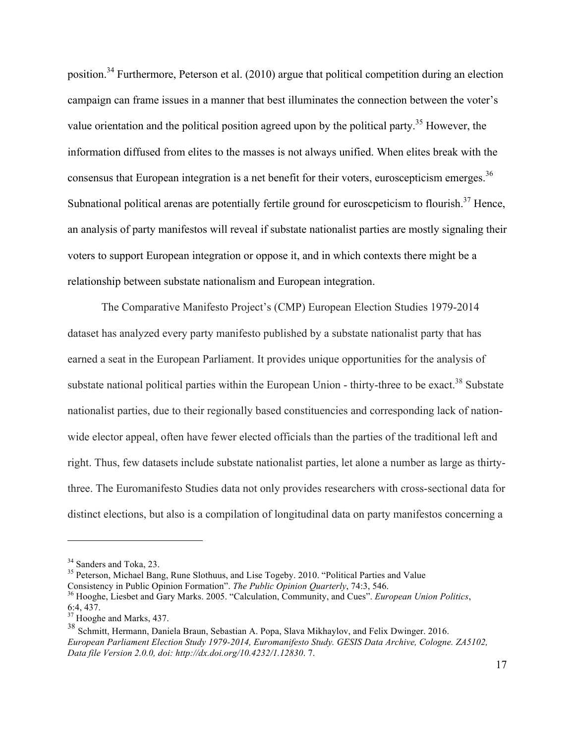position.[34] Furthermore, Peterson et al. (2010) argue that political competition during an election campaign can frame issues in a manner that best illuminates the connection between the voter's value orientation and the political position agreed upon by the political party.[35] However, the information diffused from elites to the masses is not always unified. When elites break with the consensus that European integration is a net benefit for their voters, euroscepticism emerges.[36] Subnational political arenas are potentially fertile ground for euroscpeticism to flourish.[37] Hence, an analysis of party manifestos will reveal if substate nationalist parties are mostly signaling their voters to support European integration or oppose it, and in which contexts there might be a relationship between substate nationalism and European integration.

The Comparative Manifesto Project's (CMP) European Election Studies 1979-2014 dataset has analyzed every party manifesto published by a substate nationalist party that has earned a seat in the European Parliament. It provides unique opportunities for the analysis of substate national political parties within the European Union - thirty-three to be exact.[38] Substate nationalist parties, due to their regionally based constituencies and corresponding lack of nation-wide elector appeal, often have fewer elected officials than the parties of the traditional left and right. Thus, few datasets include substate nationalist parties, let alone a number as large as thirty-three. The Euromanifesto Studies data not only provides researchers with cross-sectional data for distinct elections, but also is a compilation of longitudinal data on party manifestos concerning a

---

[34] Sanders and Toka, 23.

[35] Peterson, Michael Bang, Rune Slothuus, and Lise Togeby. 2010. "Political Parties and Value Consistency in Public Opinion Formation". *The Public Opinion Quarterly*, 74:3, 546.

[36] Hooghe, Liesbet and Gary Marks. 2005. "Calculation, Community, and Cues". *European Union Politics*, 6:4, 437.

[37] Hooghe and Marks, 437.

[38] Schmitt, Hermann, Daniela Braun, Sebastian A. Popa, Slava Mikhaylov, and Felix Dwinger. 2016. *European Parliament Election Study 1979-2014, Euromanifesto Study. GESIS Data Archive, Cologne. ZA5102, Data file Version 2.0.0, doi: http://dx.doi.org/10.4232/1.12830*. 7.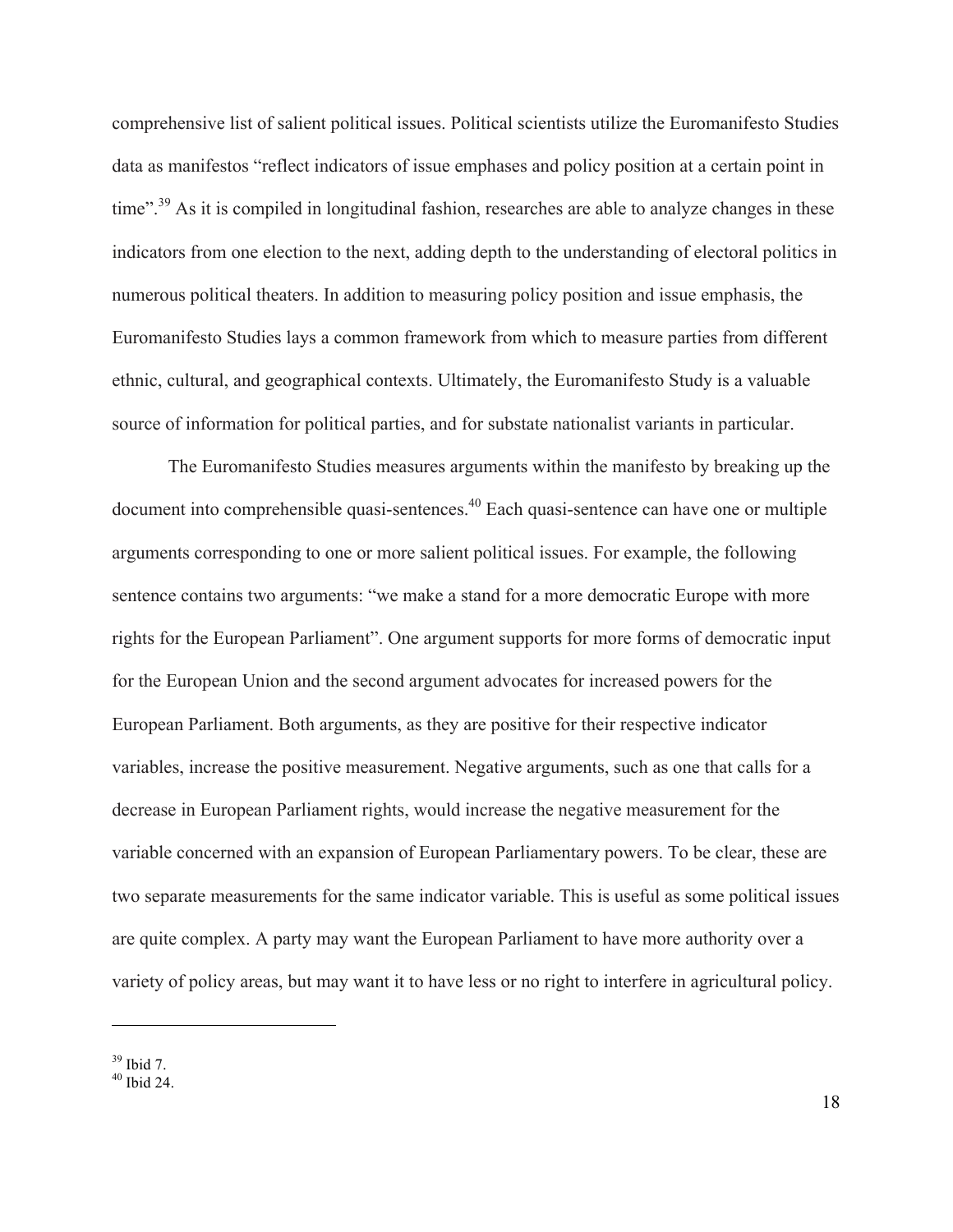comprehensive list of salient political issues. Political scientists utilize the Euromanifesto Studies data as manifestos "reflect indicators of issue emphases and policy position at a certain point in time".[39] As it is compiled in longitudinal fashion, researches are able to analyze changes in these indicators from one election to the next, adding depth to the understanding of electoral politics in numerous political theaters. In addition to measuring policy position and issue emphasis, the Euromanifesto Studies lays a common framework from which to measure parties from different ethnic, cultural, and geographical contexts. Ultimately, the Euromanifesto Study is a valuable source of information for political parties, and for substate nationalist variants in particular.

The Euromanifesto Studies measures arguments within the manifesto by breaking up the document into comprehensible quasi-sentences.[40] Each quasi-sentence can have one or multiple arguments corresponding to one or more salient political issues. For example, the following sentence contains two arguments: "we make a stand for a more democratic Europe with more rights for the European Parliament". One argument supports for more forms of democratic input for the European Union and the second argument advocates for increased powers for the European Parliament. Both arguments, as they are positive for their respective indicator variables, increase the positive measurement. Negative arguments, such as one that calls for a decrease in European Parliament rights, would increase the negative measurement for the variable concerned with an expansion of European Parliamentary powers. To be clear, these are two separate measurements for the same indicator variable. This is useful as some political issues are quite complex. A party may want the European Parliament to have more authority over a variety of policy areas, but may want it to have less or no right to interfere in agricultural policy.

---

[39] Ibid 7.
[40] Ibid 24.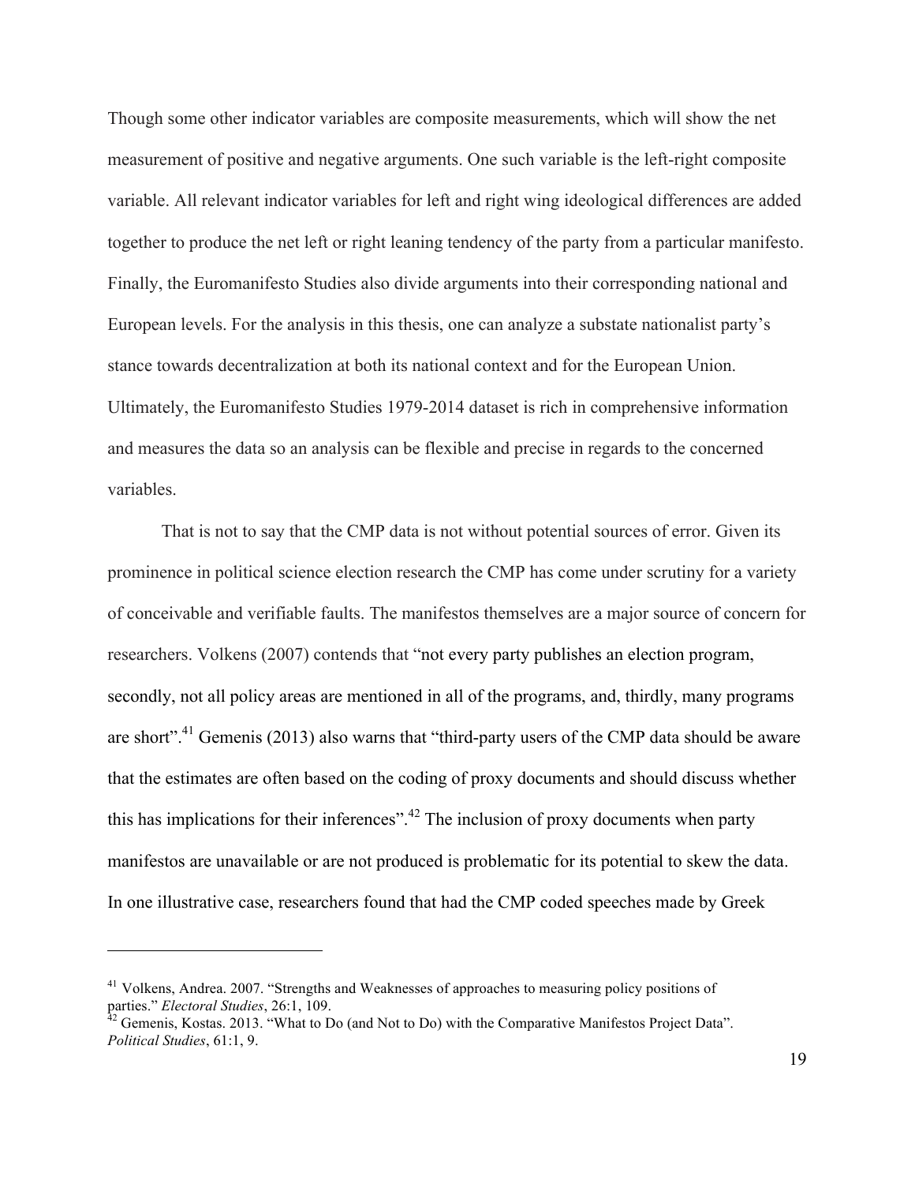Though some other indicator variables are composite measurements, which will show the net measurement of positive and negative arguments. One such variable is the left-right composite variable. All relevant indicator variables for left and right wing ideological differences are added together to produce the net left or right leaning tendency of the party from a particular manifesto. Finally, the Euromanifesto Studies also divide arguments into their corresponding national and European levels. For the analysis in this thesis, one can analyze a substate nationalist party's stance towards decentralization at both its national context and for the European Union. Ultimately, the Euromanifesto Studies 1979-2014 dataset is rich in comprehensive information and measures the data so an analysis can be flexible and precise in regards to the concerned variables.

That is not to say that the CMP data is not without potential sources of error. Given its prominence in political science election research the CMP has come under scrutiny for a variety of conceivable and verifiable faults. The manifestos themselves are a major source of concern for researchers. Volkens (2007) contends that "not every party publishes an election program, secondly, not all policy areas are mentioned in all of the programs, and, thirdly, many programs are short".[41] Gemenis (2013) also warns that "third-party users of the CMP data should be aware that the estimates are often based on the coding of proxy documents and should discuss whether this has implications for their inferences".[42] The inclusion of proxy documents when party manifestos are unavailable or are not produced is problematic for its potential to skew the data. In one illustrative case, researchers found that had the CMP coded speeches made by Greek

---

[41] Volkens, Andrea. 2007. "Strengths and Weaknesses of approaches to measuring policy positions of parties." *Electoral Studies*, 26:1, 109.

[42] Gemenis, Kostas. 2013. "What to Do (and Not to Do) with the Comparative Manifestos Project Data". *Political Studies*, 61:1, 9.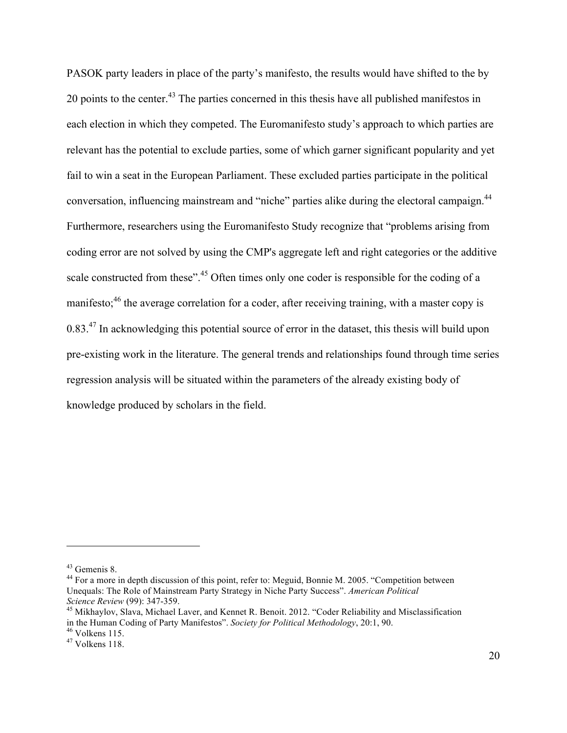PASOK party leaders in place of the party's manifesto, the results would have shifted to the by 20 points to the center.[43] The parties concerned in this thesis have all published manifestos in each election in which they competed. The Euromanifesto study's approach to which parties are relevant has the potential to exclude parties, some of which garner significant popularity and yet fail to win a seat in the European Parliament. These excluded parties participate in the political conversation, influencing mainstream and "niche" parties alike during the electoral campaign.[44] Furthermore, researchers using the Euromanifesto Study recognize that "problems arising from coding error are not solved by using the CMP's aggregate left and right categories or the additive scale constructed from these".[45] Often times only one coder is responsible for the coding of a manifesto;[46] the average correlation for a coder, after receiving training, with a master copy is 0.83.[47] In acknowledging this potential source of error in the dataset, this thesis will build upon pre-existing work in the literature. The general trends and relationships found through time series regression analysis will be situated within the parameters of the already existing body of knowledge produced by scholars in the field.

---

[43] Gemenis 8.

[44] For a more in depth discussion of this point, refer to: Meguid, Bonnie M. 2005. "Competition between Unequals: The Role of Mainstream Party Strategy in Niche Party Success". *American Political Science Review* (99): 347-359.

[45] Mikhaylov, Slava, Michael Laver, and Kennet R. Benoit. 2012. "Coder Reliability and Misclassification in the Human Coding of Party Manifestos". *Society for Political Methodology*, 20:1, 90.

[46] Volkens 115.

[47] Volkens 118.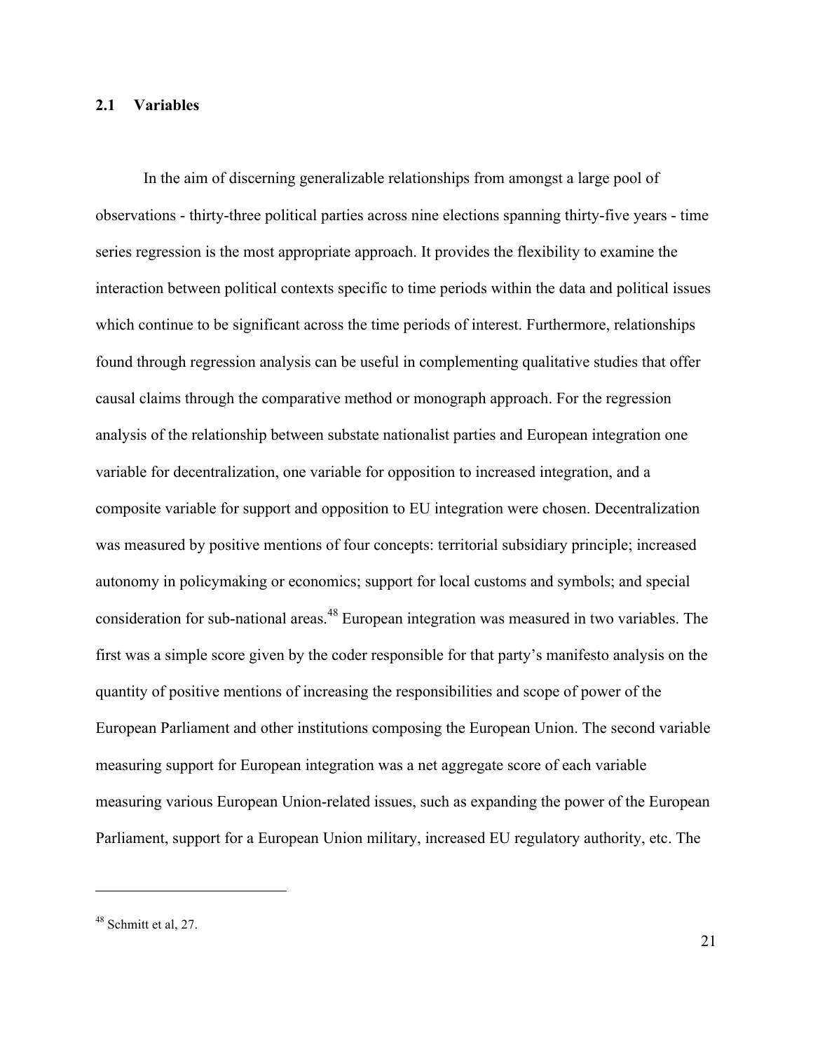### 2.1 Variables

In the aim of discerning generalizable relationships from amongst a large pool of observations - thirty-three political parties across nine elections spanning thirty-five years - time series regression is the most appropriate approach. It provides the flexibility to examine the interaction between political contexts specific to time periods within the data and political issues which continue to be significant across the time periods of interest. Furthermore, relationships found through regression analysis can be useful in complementing qualitative studies that offer causal claims through the comparative method or monograph approach. For the regression analysis of the relationship between substate nationalist parties and European integration one variable for decentralization, one variable for opposition to increased integration, and a composite variable for support and opposition to EU integration were chosen. Decentralization was measured by positive mentions of four concepts: territorial subsidiary principle; increased autonomy in policymaking or economics; support for local customs and symbols; and special consideration for sub-national areas.[48] European integration was measured in two variables. The first was a simple score given by the coder responsible for that party's manifesto analysis on the quantity of positive mentions of increasing the responsibilities and scope of power of the European Parliament and other institutions composing the European Union. The second variable measuring support for European integration was a net aggregate score of each variable measuring various European Union-related issues, such as expanding the power of the European Parliament, support for a European Union military, increased EU regulatory authority, etc. The

---

[48] Schmitt et al, 27.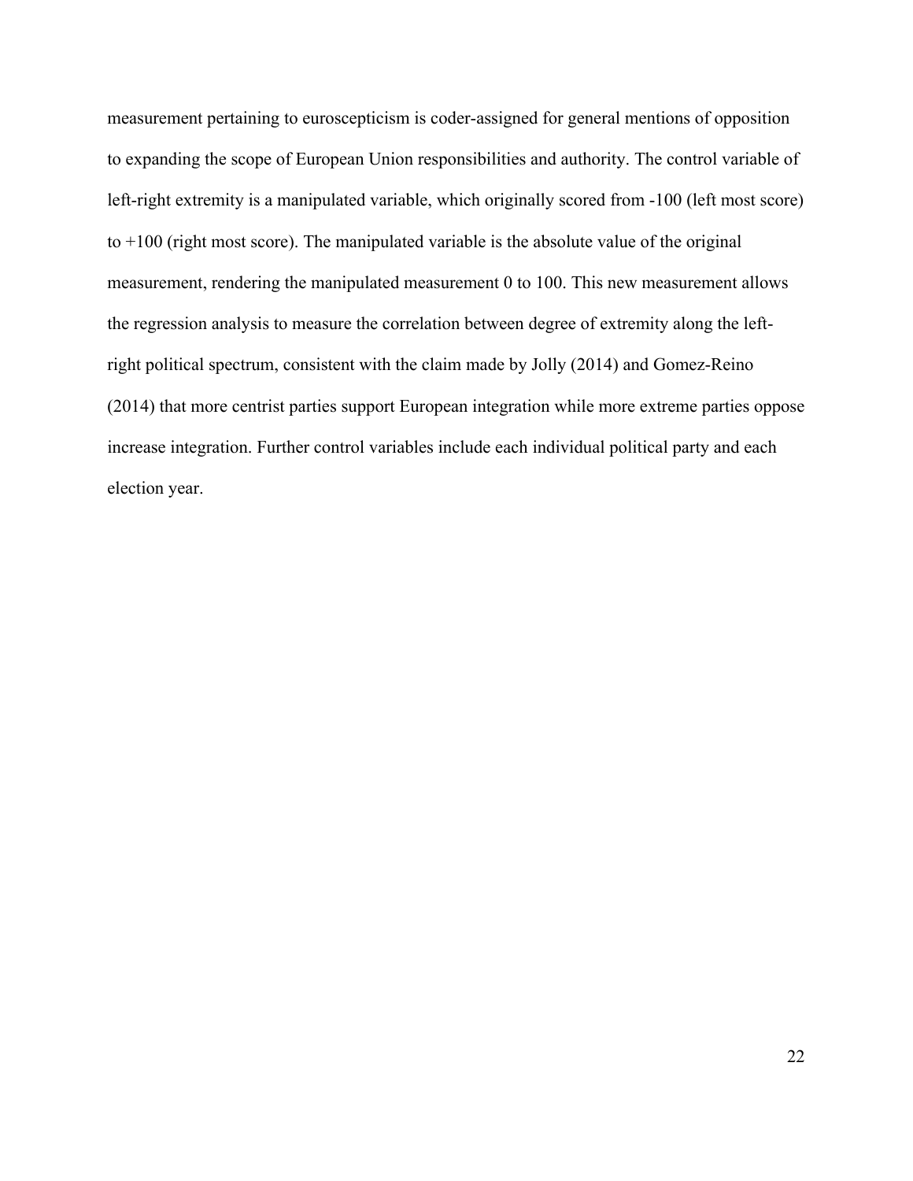measurement pertaining to euroscepticism is coder-assigned for general mentions of opposition to expanding the scope of European Union responsibilities and authority. The control variable of left-right extremity is a manipulated variable, which originally scored from -100 (left most score) to +100 (right most score). The manipulated variable is the absolute value of the original measurement, rendering the manipulated measurement 0 to 100. This new measurement allows the regression analysis to measure the correlation between degree of extremity along the left-right political spectrum, consistent with the claim made by Jolly (2014) and Gomez-Reino (2014) that more centrist parties support European integration while more extreme parties oppose increase integration. Further control variables include each individual political party and each election year.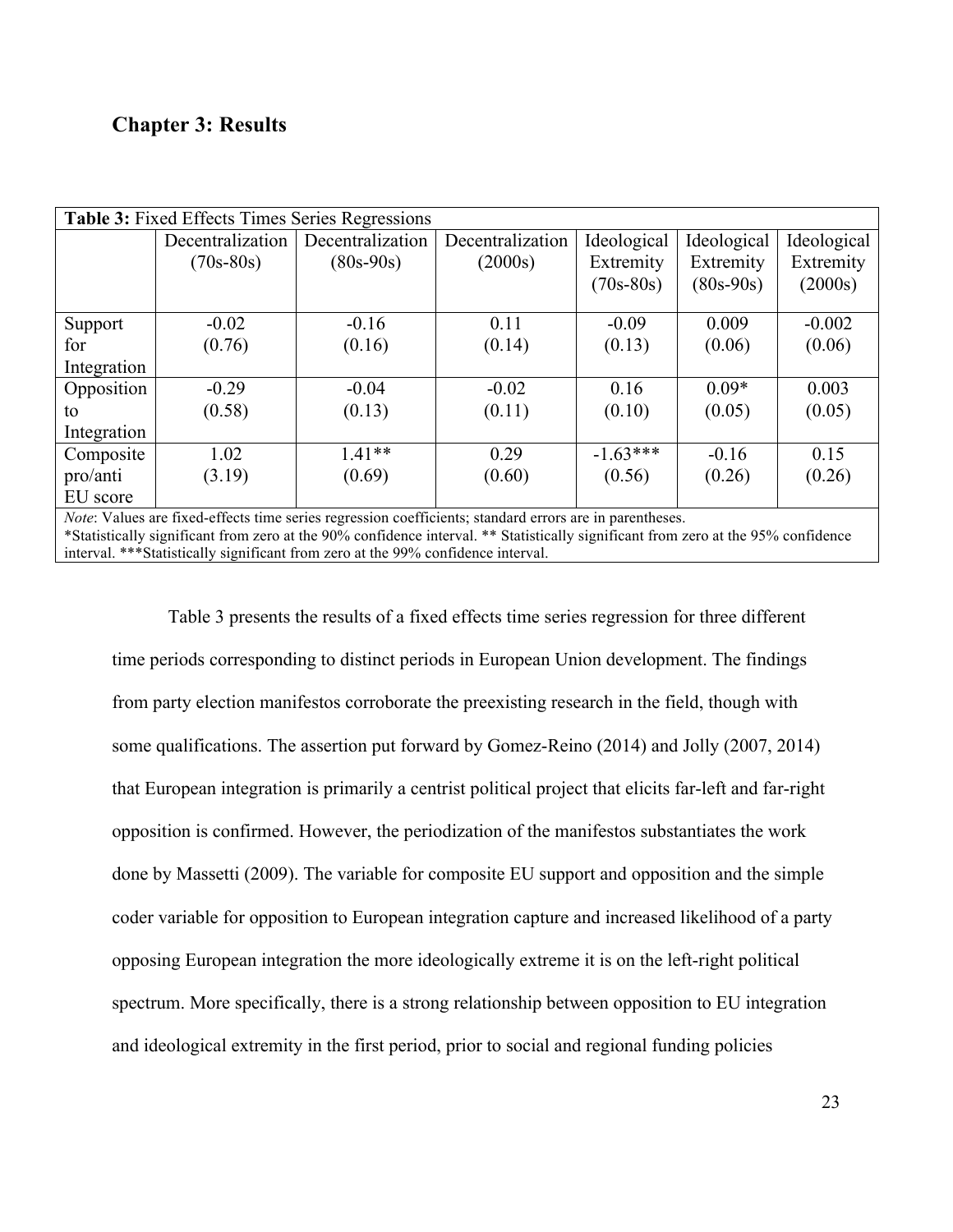## Chapter 3: Results

**Table 3:** Fixed Effects Times Series Regressions

| | Decentralization (70s-80s) | Decentralization (80s-90s) | Decentralization (2000s) | Ideological Extremity (70s-80s) | Ideological Extremity (80s-90s) | Ideological Extremity (2000s) |
|---|---|---|---|---|---|---|
| Support for Integration | -0.02 (0.76) | -0.16 (0.16) | 0.11 (0.14) | -0.09 (0.13) | 0.009 (0.06) | -0.002 (0.06) |
| Opposition to Integration | -0.29 (0.58) | -0.04 (0.13) | -0.02 (0.11) | 0.16 (0.10) | 0.09* (0.05) | 0.003 (0.05) |
| Composite pro/anti EU score | 1.02 (3.19) | 1.41** (0.69) | 0.29 (0.60) | -1.63*** (0.56) | -0.16 (0.26) | 0.15 (0.26) |

*Note*: Values are fixed-effects time series regression coefficients; standard errors are in parentheses.
*Statistically significant from zero at the 90% confidence interval. ** Statistically significant from zero at the 95% confidence interval. ***Statistically significant from zero at the 99% confidence interval.

Table 3 presents the results of a fixed effects time series regression for three different time periods corresponding to distinct periods in European Union development. The findings from party election manifestos corroborate the preexisting research in the field, though with some qualifications. The assertion put forward by Gomez-Reino (2014) and Jolly (2007, 2014) that European integration is primarily a centrist political project that elicits far-left and far-right opposition is confirmed. However, the periodization of the manifestos substantiates the work done by Massetti (2009). The variable for composite EU support and opposition and the simple coder variable for opposition to European integration capture and increased likelihood of a party opposing European integration the more ideologically extreme it is on the left-right political spectrum. More specifically, there is a strong relationship between opposition to EU integration and ideological extremity in the first period, prior to social and regional funding policies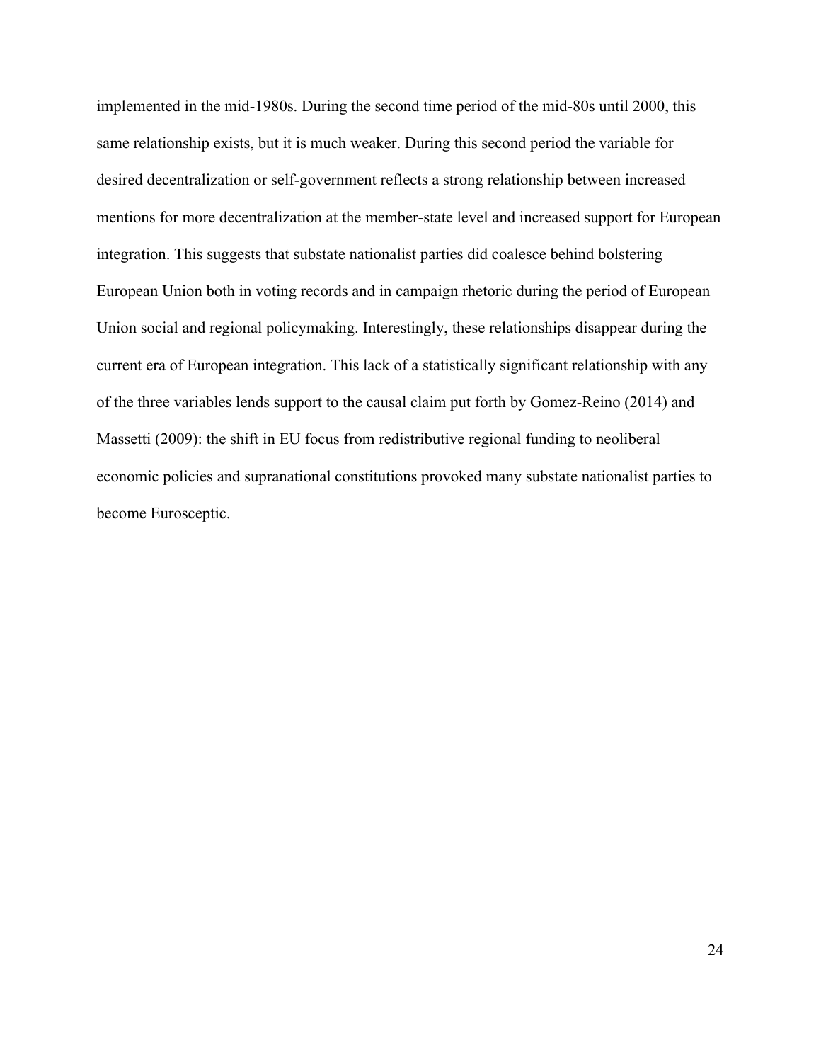implemented in the mid-1980s. During the second time period of the mid-80s until 2000, this same relationship exists, but it is much weaker. During this second period the variable for desired decentralization or self-government reflects a strong relationship between increased mentions for more decentralization at the member-state level and increased support for European integration. This suggests that substate nationalist parties did coalesce behind bolstering European Union both in voting records and in campaign rhetoric during the period of European Union social and regional policymaking. Interestingly, these relationships disappear during the current era of European integration. This lack of a statistically significant relationship with any of the three variables lends support to the causal claim put forth by Gomez-Reino (2014) and Massetti (2009): the shift in EU focus from redistributive regional funding to neoliberal economic policies and supranational constitutions provoked many substate nationalist parties to become Eurosceptic.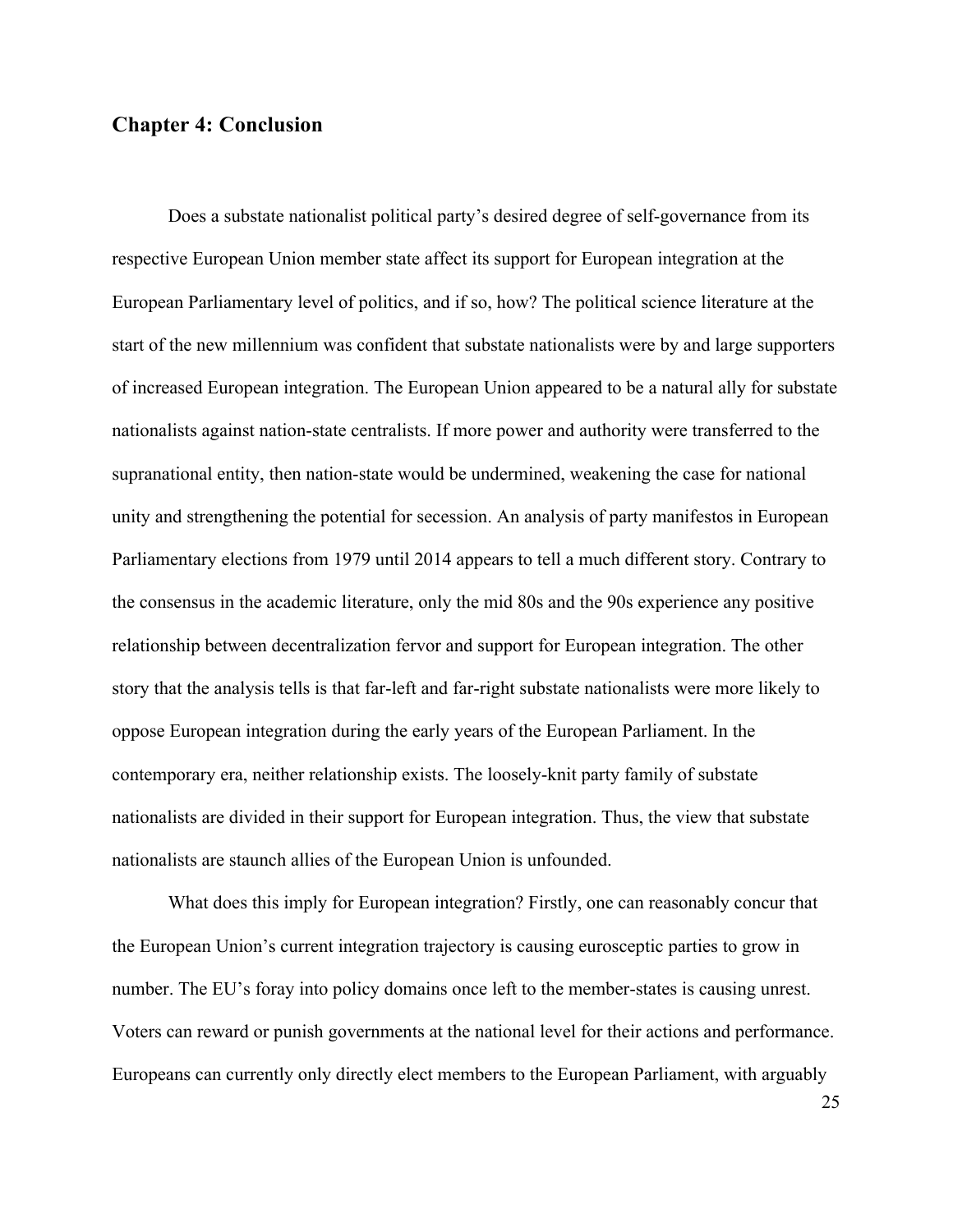## Chapter 4: Conclusion

Does a substate nationalist political party's desired degree of self-governance from its respective European Union member state affect its support for European integration at the European Parliamentary level of politics, and if so, how? The political science literature at the start of the new millennium was confident that substate nationalists were by and large supporters of increased European integration. The European Union appeared to be a natural ally for substate nationalists against nation-state centralists. If more power and authority were transferred to the supranational entity, then nation-state would be undermined, weakening the case for national unity and strengthening the potential for secession. An analysis of party manifestos in European Parliamentary elections from 1979 until 2014 appears to tell a much different story. Contrary to the consensus in the academic literature, only the mid 80s and the 90s experience any positive relationship between decentralization fervor and support for European integration. The other story that the analysis tells is that far-left and far-right substate nationalists were more likely to oppose European integration during the early years of the European Parliament. In the contemporary era, neither relationship exists. The loosely-knit party family of substate nationalists are divided in their support for European integration. Thus, the view that substate nationalists are staunch allies of the European Union is unfounded.

What does this imply for European integration? Firstly, one can reasonably concur that the European Union's current integration trajectory is causing eurosceptic parties to grow in number. The EU's foray into policy domains once left to the member-states is causing unrest. Voters can reward or punish governments at the national level for their actions and performance. Europeans can currently only directly elect members to the European Parliament, with arguably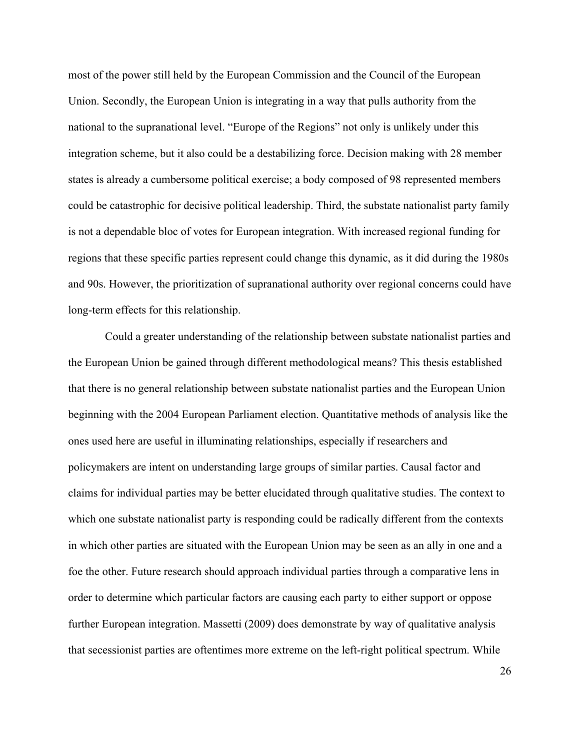most of the power still held by the European Commission and the Council of the European Union. Secondly, the European Union is integrating in a way that pulls authority from the national to the supranational level. "Europe of the Regions" not only is unlikely under this integration scheme, but it also could be a destabilizing force. Decision making with 28 member states is already a cumbersome political exercise; a body composed of 98 represented members could be catastrophic for decisive political leadership. Third, the substate nationalist party family is not a dependable bloc of votes for European integration. With increased regional funding for regions that these specific parties represent could change this dynamic, as it did during the 1980s and 90s. However, the prioritization of supranational authority over regional concerns could have long-term effects for this relationship.

Could a greater understanding of the relationship between substate nationalist parties and the European Union be gained through different methodological means? This thesis established that there is no general relationship between substate nationalist parties and the European Union beginning with the 2004 European Parliament election. Quantitative methods of analysis like the ones used here are useful in illuminating relationships, especially if researchers and policymakers are intent on understanding large groups of similar parties. Causal factor and claims for individual parties may be better elucidated through qualitative studies. The context to which one substate nationalist party is responding could be radically different from the contexts in which other parties are situated with the European Union may be seen as an ally in one and a foe the other. Future research should approach individual parties through a comparative lens in order to determine which particular factors are causing each party to either support or oppose further European integration. Massetti (2009) does demonstrate by way of qualitative analysis that secessionist parties are oftentimes more extreme on the left-right political spectrum. While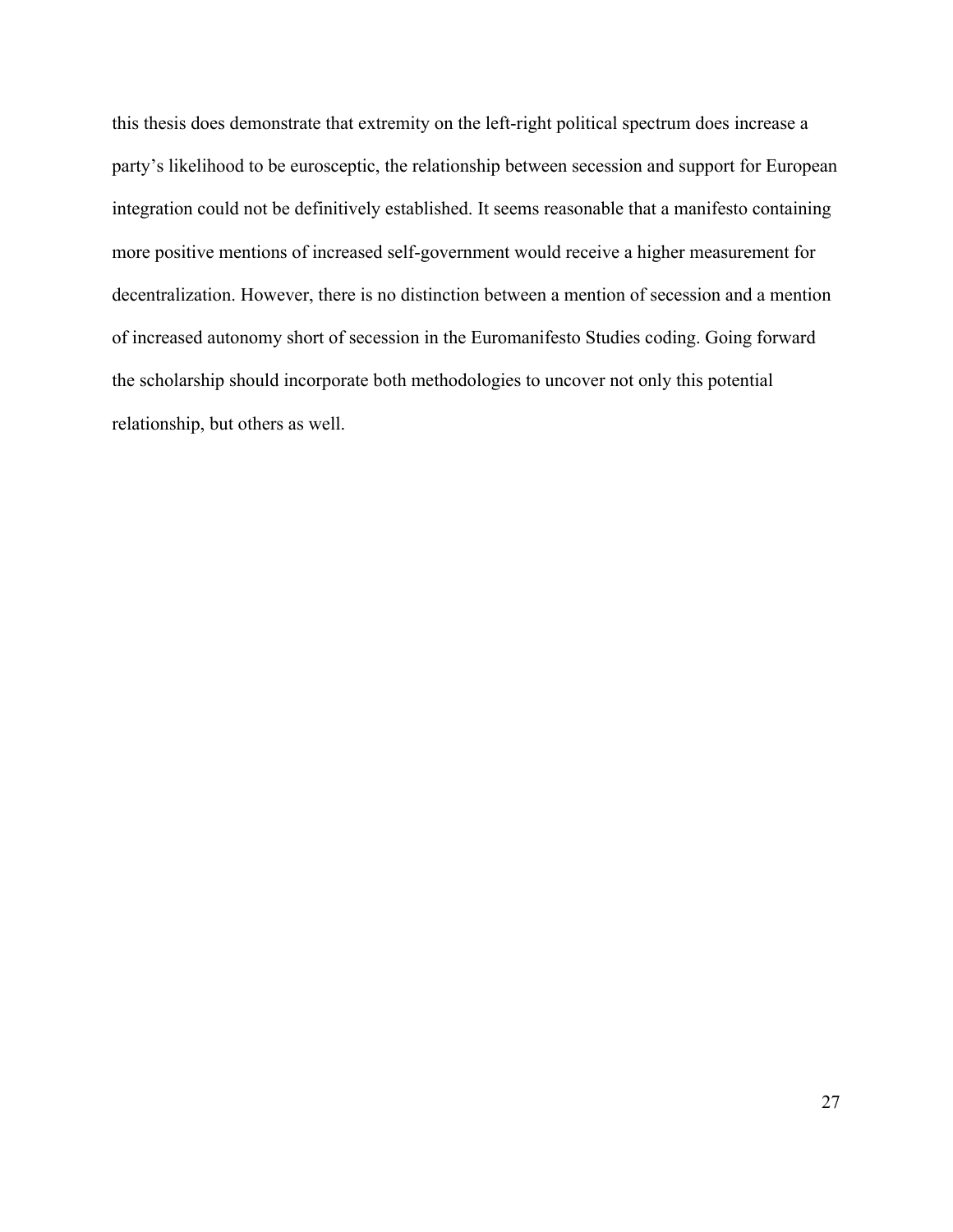this thesis does demonstrate that extremity on the left-right political spectrum does increase a party's likelihood to be eurosceptic, the relationship between secession and support for European integration could not be definitively established. It seems reasonable that a manifesto containing more positive mentions of increased self-government would receive a higher measurement for decentralization. However, there is no distinction between a mention of secession and a mention of increased autonomy short of secession in the Euromanifesto Studies coding. Going forward the scholarship should incorporate both methodologies to uncover not only this potential relationship, but others as well.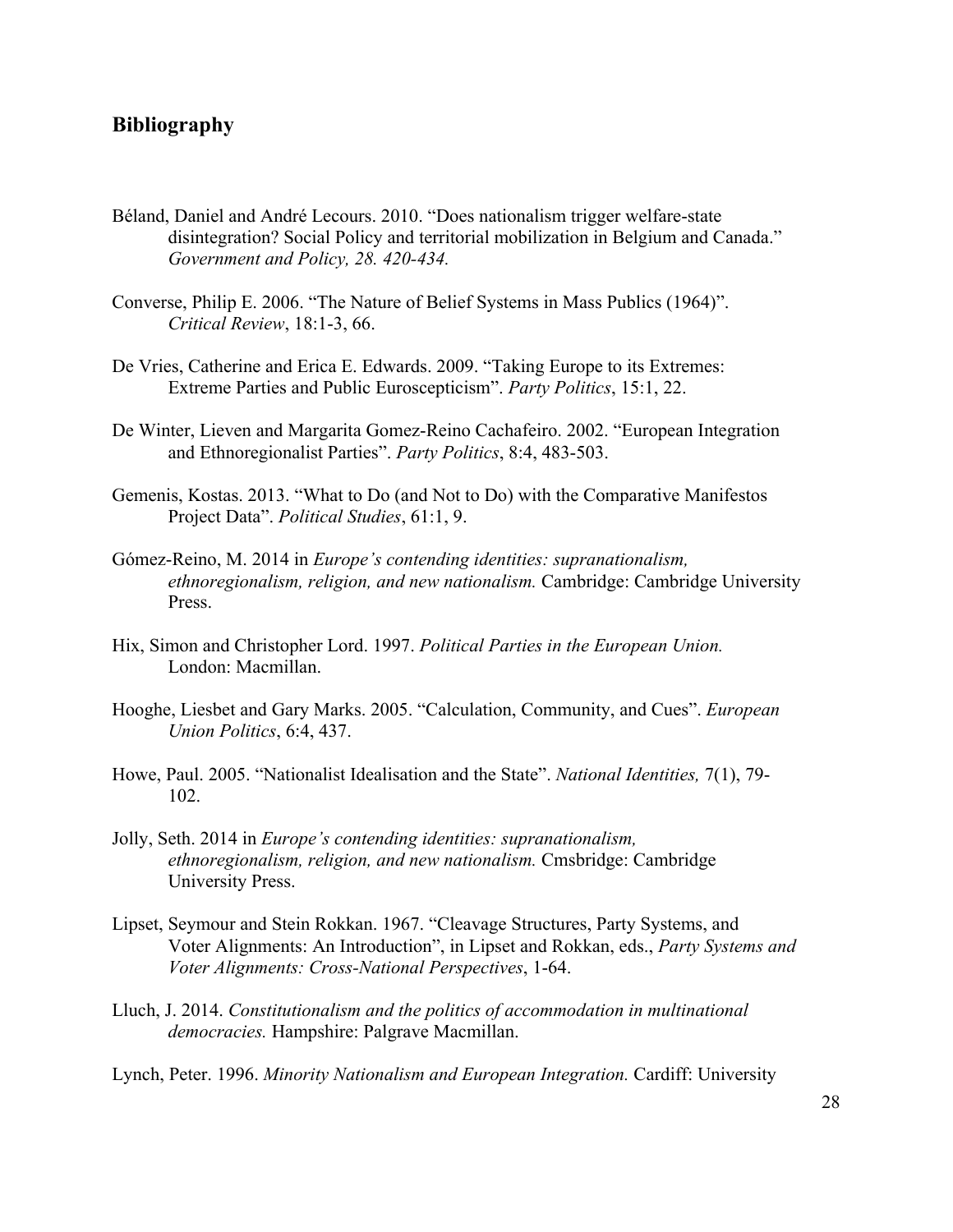## Bibliography

Béland, Daniel and André Lecours. 2010. "Does nationalism trigger welfare-state disintegration? Social Policy and territorial mobilization in Belgium and Canada." *Government and Policy, 28. 420-434.*

Converse, Philip E. 2006. "The Nature of Belief Systems in Mass Publics (1964)". *Critical Review*, 18:1-3, 66.

De Vries, Catherine and Erica E. Edwards. 2009. "Taking Europe to its Extremes: Extreme Parties and Public Euroscepticism". *Party Politics*, 15:1, 22.

De Winter, Lieven and Margarita Gomez-Reino Cachafeiro. 2002. "European Integration and Ethnoregionalist Parties". *Party Politics*, 8:4, 483-503.

Gemenis, Kostas. 2013. "What to Do (and Not to Do) with the Comparative Manifestos Project Data". *Political Studies*, 61:1, 9.

Gómez-Reino, M. 2014 in *Europe's contending identities: supranationalism, ethnoregionalism, religion, and new nationalism.* Cambridge: Cambridge University Press.

Hix, Simon and Christopher Lord. 1997. *Political Parties in the European Union.* London: Macmillan.

Hooghe, Liesbet and Gary Marks. 2005. "Calculation, Community, and Cues". *European Union Politics*, 6:4, 437.

Howe, Paul. 2005. "Nationalist Idealisation and the State". *National Identities,* 7(1), 79-102.

Jolly, Seth. 2014 in *Europe's contending identities: supranationalism, ethnoregionalism, religion, and new nationalism.* Cmsbridge: Cambridge University Press.

Lipset, Seymour and Stein Rokkan. 1967. "Cleavage Structures, Party Systems, and Voter Alignments: An Introduction", in Lipset and Rokkan, eds., *Party Systems and Voter Alignments: Cross-National Perspectives*, 1-64.

Lluch, J. 2014. *Constitutionalism and the politics of accommodation in multinational democracies.* Hampshire: Palgrave Macmillan.

Lynch, Peter. 1996. *Minority Nationalism and European Integration.* Cardiff: University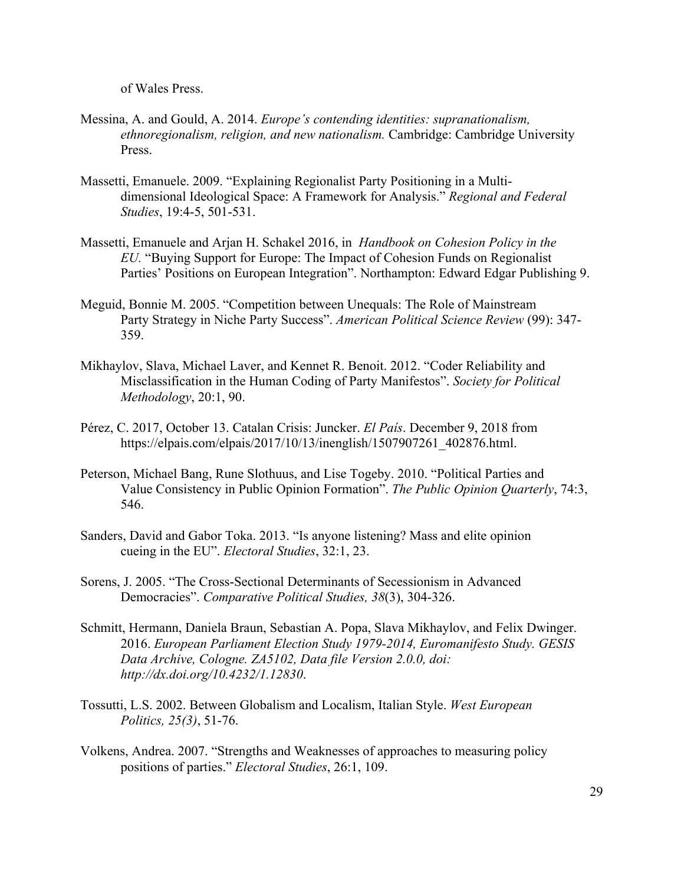of Wales Press.

Messina, A. and Gould, A. 2014. *Europe's contending identities: supranationalism, ethnoregionalism, religion, and new nationalism.* Cambridge: Cambridge University Press.

Massetti, Emanuele. 2009. "Explaining Regionalist Party Positioning in a Multi-dimensional Ideological Space: A Framework for Analysis." *Regional and Federal Studies*, 19:4-5, 501-531.

Massetti, Emanuele and Arjan H. Schakel 2016, in *Handbook on Cohesion Policy in the EU.* "Buying Support for Europe: The Impact of Cohesion Funds on Regionalist Parties' Positions on European Integration". Northampton: Edward Edgar Publishing 9.

Meguid, Bonnie M. 2005. "Competition between Unequals: The Role of Mainstream Party Strategy in Niche Party Success". *American Political Science Review* (99): 347-359.

Mikhaylov, Slava, Michael Laver, and Kennet R. Benoit. 2012. "Coder Reliability and Misclassification in the Human Coding of Party Manifestos". *Society for Political Methodology*, 20:1, 90.

Pérez, C. 2017, October 13. Catalan Crisis: Juncker. *El País*. December 9, 2018 from https://elpais.com/elpais/2017/10/13/inenglish/1507907261_402876.html.

Peterson, Michael Bang, Rune Slothuus, and Lise Togeby. 2010. "Political Parties and Value Consistency in Public Opinion Formation". *The Public Opinion Quarterly*, 74:3, 546.

Sanders, David and Gabor Toka. 2013. "Is anyone listening? Mass and elite opinion cueing in the EU". *Electoral Studies*, 32:1, 23.

Sorens, J. 2005. "The Cross-Sectional Determinants of Secessionism in Advanced Democracies". *Comparative Political Studies, 38*(3), 304-326.

Schmitt, Hermann, Daniela Braun, Sebastian A. Popa, Slava Mikhaylov, and Felix Dwinger. 2016. *European Parliament Election Study 1979-2014, Euromanifesto Study. GESIS Data Archive, Cologne. ZA5102, Data file Version 2.0.0, doi: http://dx.doi.org/10.4232/1.12830.*

Tossutti, L.S. 2002. Between Globalism and Localism, Italian Style. *West European Politics, 25(3)*, 51-76.

Volkens, Andrea. 2007. "Strengths and Weaknesses of approaches to measuring policy positions of parties." *Electoral Studies*, 26:1, 109.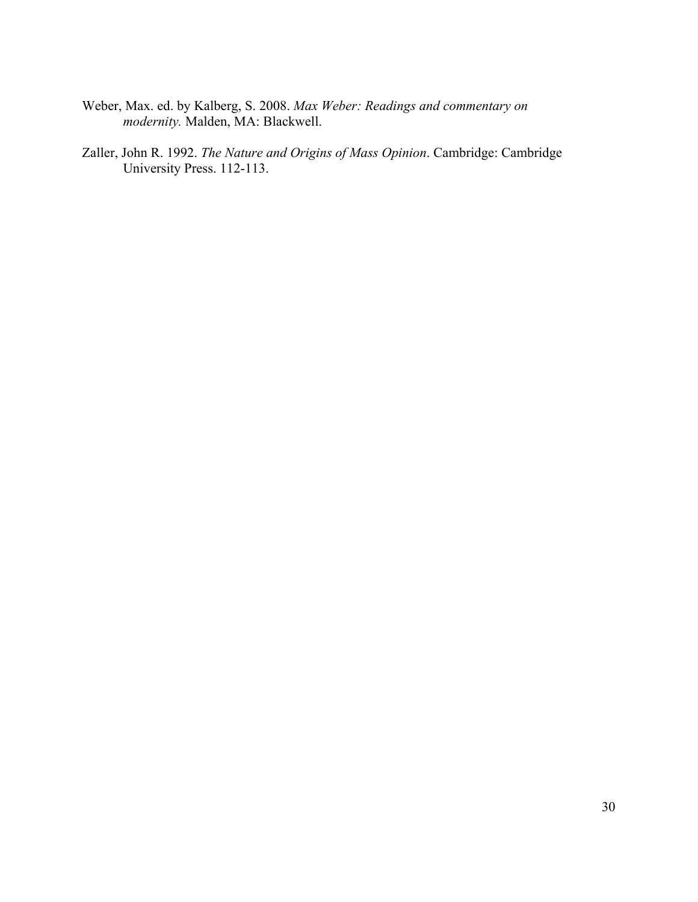Weber, Max. ed. by Kalberg, S. 2008. *Max Weber: Readings and commentary on modernity.* Malden, MA: Blackwell.

Zaller, John R. 1992. *The Nature and Origins of Mass Opinion*. Cambridge: Cambridge University Press. 112-113.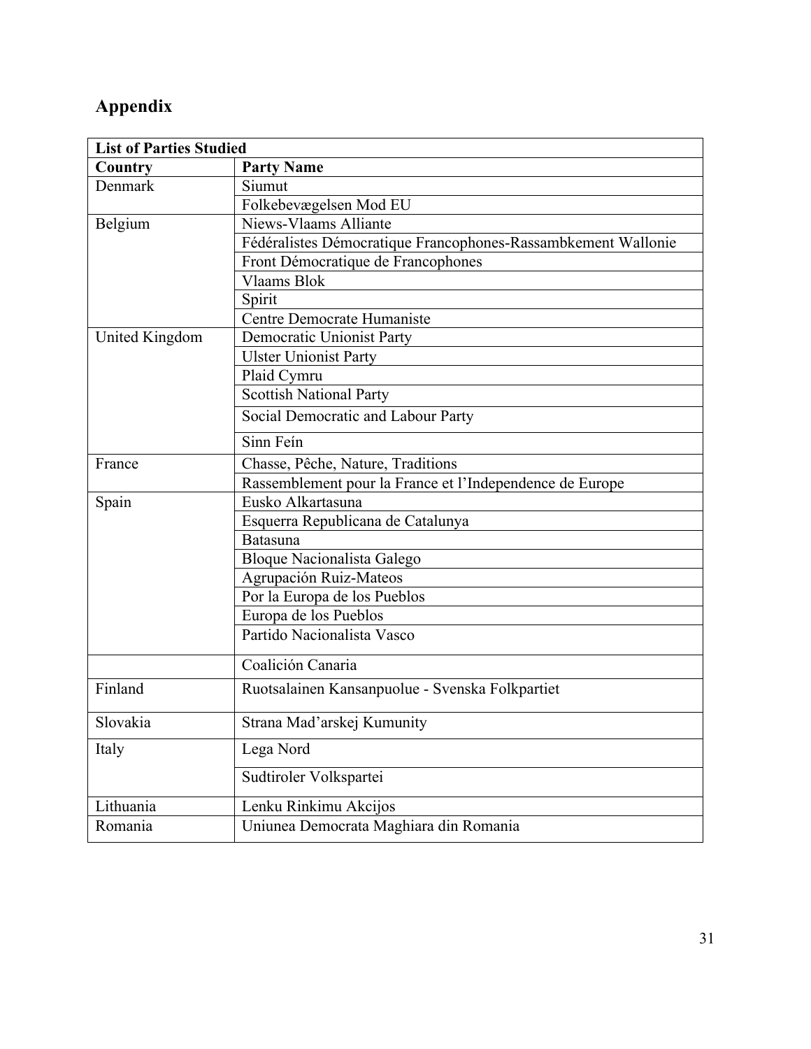## Appendix

| List of Parties Studied | |
|---|---|
| **Country** | **Party Name** |
| Denmark | Siumut |
| | Folkebevægelsen Mod EU |
| Belgium | Niews-Vlaams Alliante |
| | Fédéralistes Démocratique Francophones-Rassambkement Wallonie |
| | Front Démocratique de Francophones |
| | Vlaams Blok |
| | Spirit |
| | Centre Democrate Humaniste |
| United Kingdom | Democratic Unionist Party |
| | Ulster Unionist Party |
| | Plaid Cymru |
| | Scottish National Party |
| | Social Democratic and Labour Party |
| | Sinn Feín |
| France | Chasse, Pêche, Nature, Traditions |
| | Rassemblement pour la France et l'Independence de Europe |
| Spain | Eusko Alkartasuna |
| | Esquerra Republicana de Catalunya |
| | Batasuna |
| | Bloque Nacionalista Galego |
| | Agrupación Ruiz-Mateos |
| | Por la Europa de los Pueblos |
| | Europa de los Pueblos |
| | Partido Nacionalista Vasco |
| | Coalición Canaria |
| Finland | Ruotsalainen Kansanpuolue - Svenska Folkpartiet |
| Slovakia | Strana Mad'arskej Kumunity |
| Italy | Lega Nord |
| | Sudtiroler Volkspartei |
| Lithuania | Lenku Rinkimu Akcijos |
| Romania | Uniunea Democrata Maghiara din Romania |